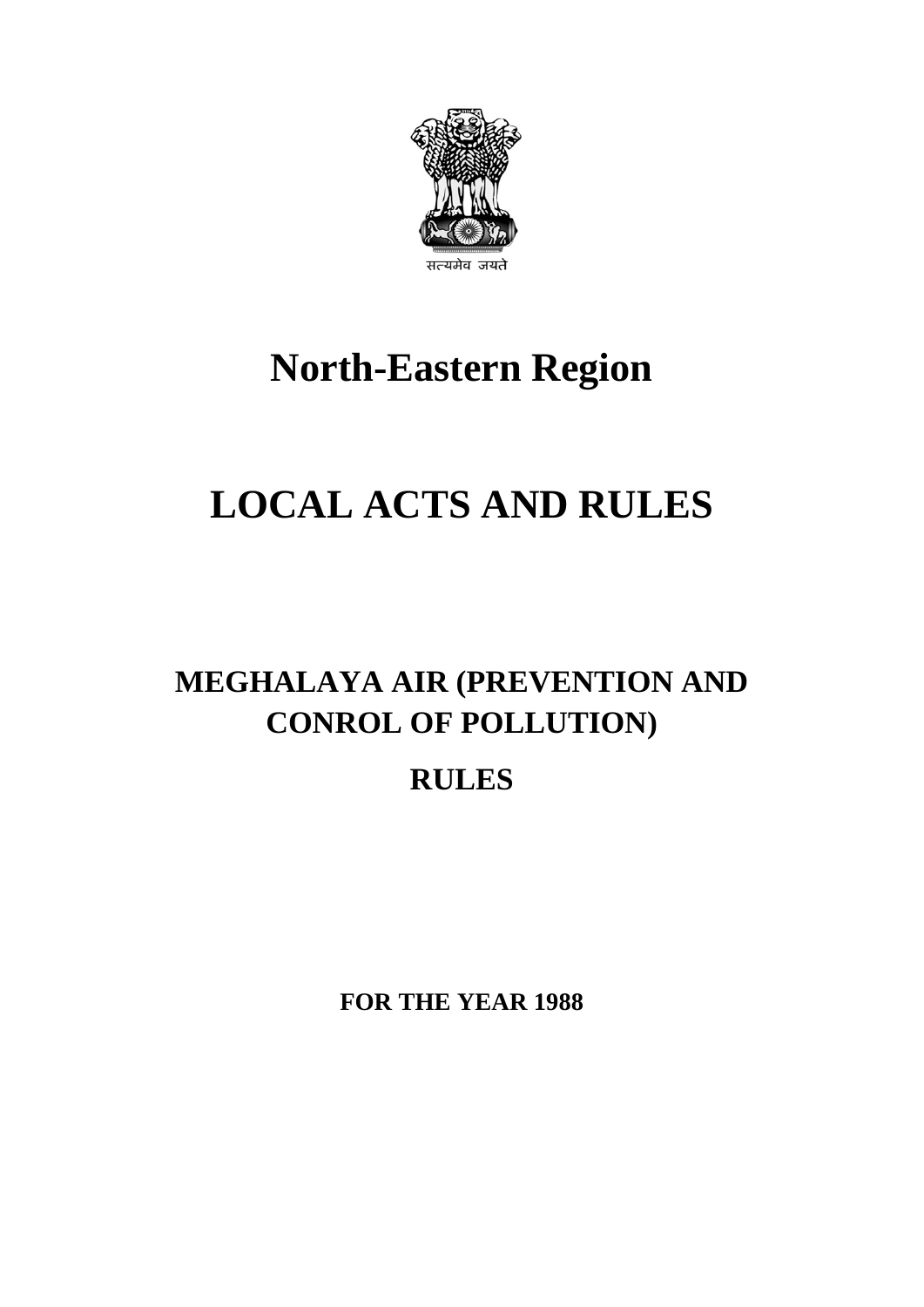सत्यमेव जयते

# North-Eastern Region

# LOCAL ACTS AND RULES

## MEGHALAYA AIR (PREVENTION AND CONROL OF POLLUTION)

## RULES

**FOR THE YEAR 1988**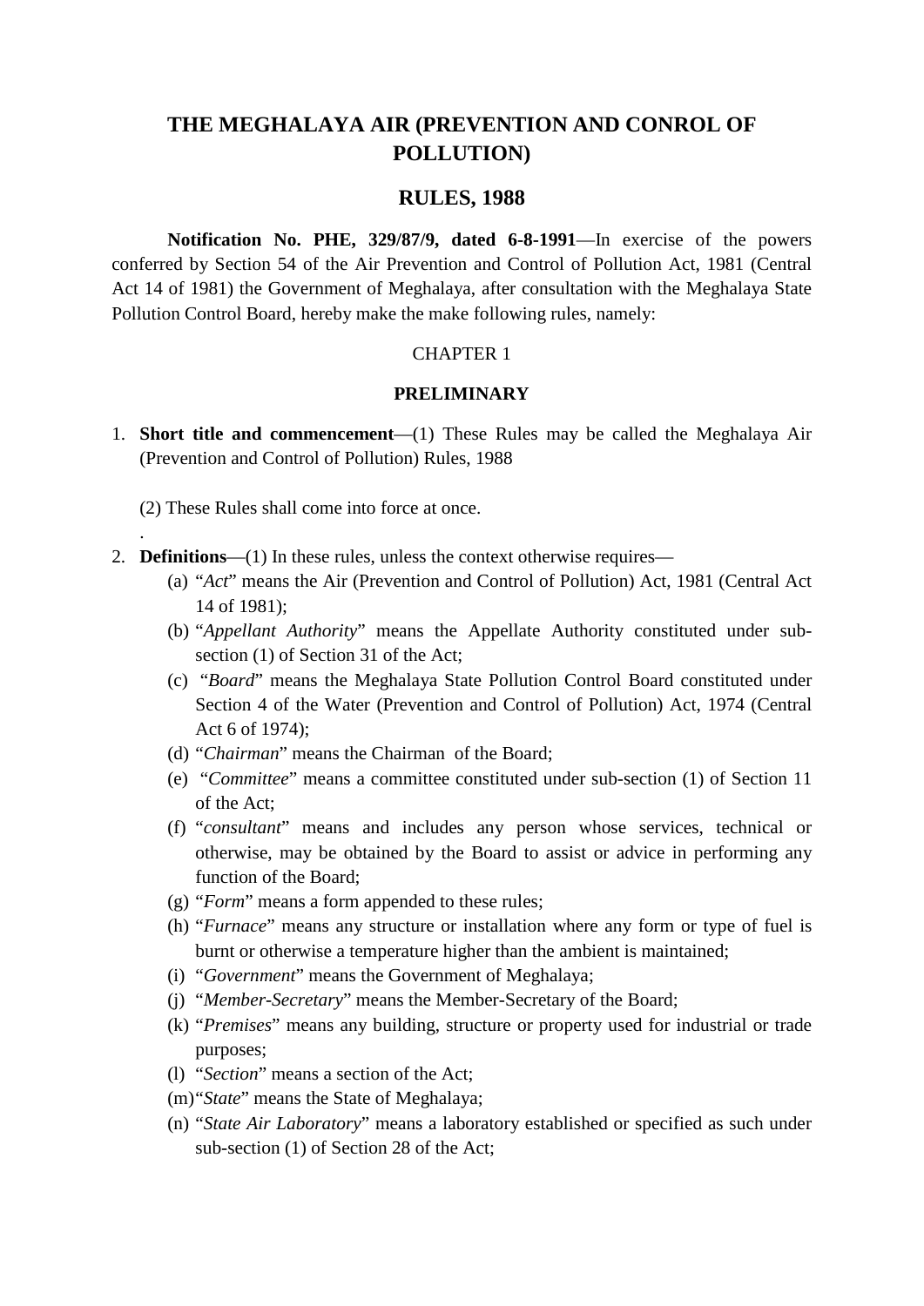# THE MEGHALAYA AIR (PREVENTION AND CONROL OF POLLUTION)

## RULES, 1988

**Notification No. PHE, 329/87/9, dated 6-8-1991**—In exercise of the powers conferred by Section 54 of the Air Prevention and Control of Pollution Act, 1981 (Central Act 14 of 1981) the Government of Meghalaya, after consultation with the Meghalaya State Pollution Control Board, hereby make the make following rules, namely:

CHAPTER 1

**PRELIMINARY**

1. **Short title and commencement**—(1) These Rules may be called the Meghalaya Air (Prevention and Control of Pollution) Rules, 1988

   (2) These Rules shall come into force at once.

   .

2. **Definitions**—(1) In these rules, unless the context otherwise requires—
   (a) "*Act*" means the Air (Prevention and Control of Pollution) Act, 1981 (Central Act 14 of 1981);
   (b) "*Appellant Authority*" means the Appellate Authority constituted under sub-section (1) of Section 31 of the Act;
   (c) "*Board*" means the Meghalaya State Pollution Control Board constituted under Section 4 of the Water (Prevention and Control of Pollution) Act, 1974 (Central Act 6 of 1974);
   (d) "*Chairman*" means the Chairman of the Board;
   (e) "*Committee*" means a committee constituted under sub-section (1) of Section 11 of the Act;
   (f) "*consultant*" means and includes any person whose services, technical or otherwise, may be obtained by the Board to assist or advice in performing any function of the Board;
   (g) "*Form*" means a form appended to these rules;
   (h) "*Furnace*" means any structure or installation where any form or type of fuel is burnt or otherwise a temperature higher than the ambient is maintained;
   (i) "*Government*" means the Government of Meghalaya;
   (j) "*Member-Secretary*" means the Member-Secretary of the Board;
   (k) "*Premises*" means any building, structure or property used for industrial or trade purposes;
   (l) "*Section*" means a section of the Act;
   (m) "*State*" means the State of Meghalaya;
   (n) "*State Air Laboratory*" means a laboratory established or specified as such under sub-section (1) of Section 28 of the Act;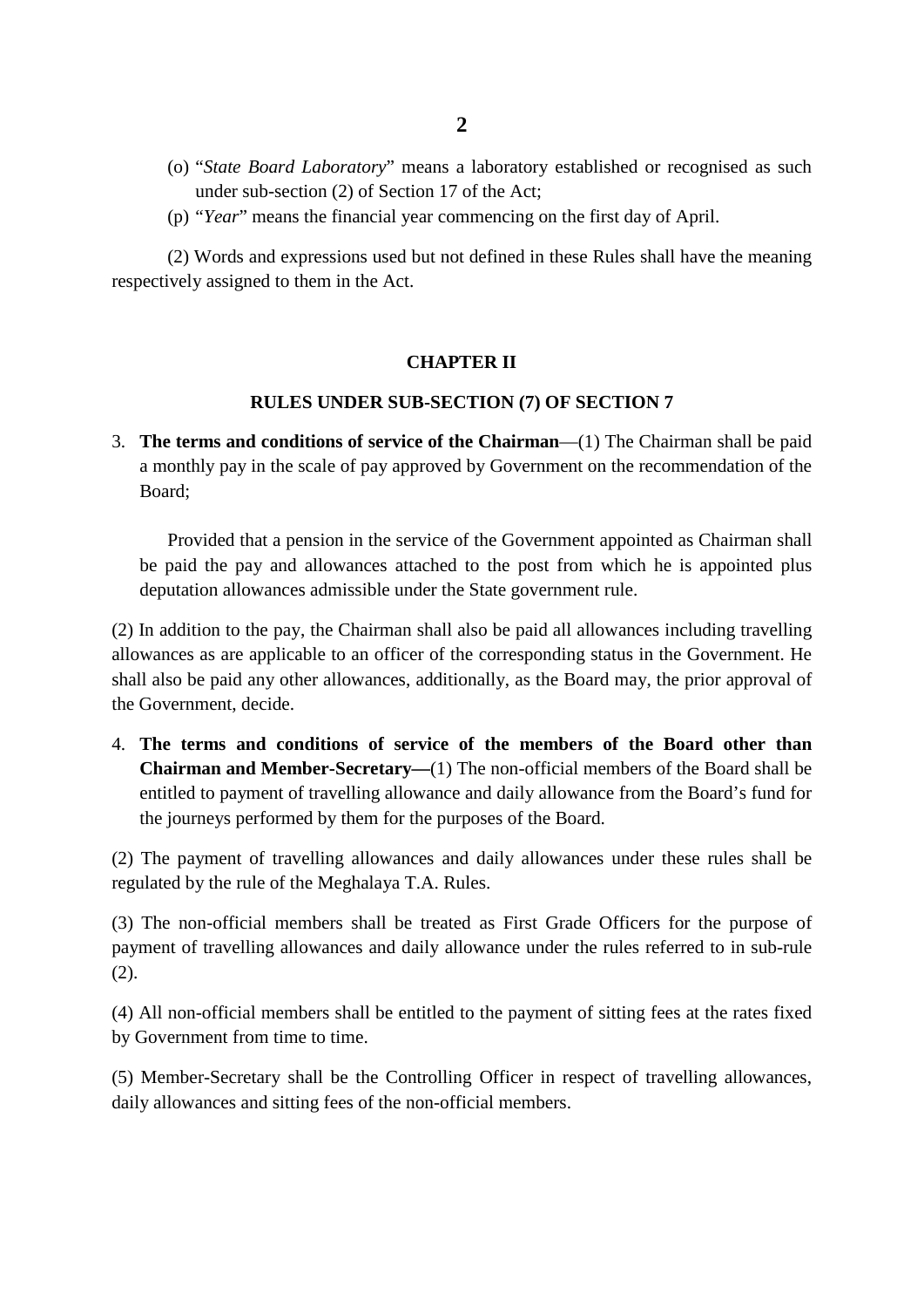(o) "*State Board Laboratory*" means a laboratory established or recognised as such under sub-section (2) of Section 17 of the Act;

(p) "*Year*" means the financial year commencing on the first day of April.

(2) Words and expressions used but not defined in these Rules shall have the meaning respectively assigned to them in the Act.

## CHAPTER II

### RULES UNDER SUB-SECTION (7) OF SECTION 7

3. **The terms and conditions of service of the Chairman**—(1) The Chairman shall be paid a monthly pay in the scale of pay approved by Government on the recommendation of the Board;

   Provided that a pension in the service of the Government appointed as Chairman shall be paid the pay and allowances attached to the post from which he is appointed plus deputation allowances admissible under the State government rule.

(2) In addition to the pay, the Chairman shall also be paid all allowances including travelling allowances as are applicable to an officer of the corresponding status in the Government. He shall also be paid any other allowances, additionally, as the Board may, the prior approval of the Government, decide.

4. **The terms and conditions of service of the members of the Board other than Chairman and Member-Secretary—**(1) The non-official members of the Board shall be entitled to payment of travelling allowance and daily allowance from the Board's fund for the journeys performed by them for the purposes of the Board.

(2) The payment of travelling allowances and daily allowances under these rules shall be regulated by the rule of the Meghalaya T.A. Rules.

(3) The non-official members shall be treated as First Grade Officers for the purpose of payment of travelling allowances and daily allowance under the rules referred to in sub-rule (2).

(4) All non-official members shall be entitled to the payment of sitting fees at the rates fixed by Government from time to time.

(5) Member-Secretary shall be the Controlling Officer in respect of travelling allowances, daily allowances and sitting fees of the non-official members.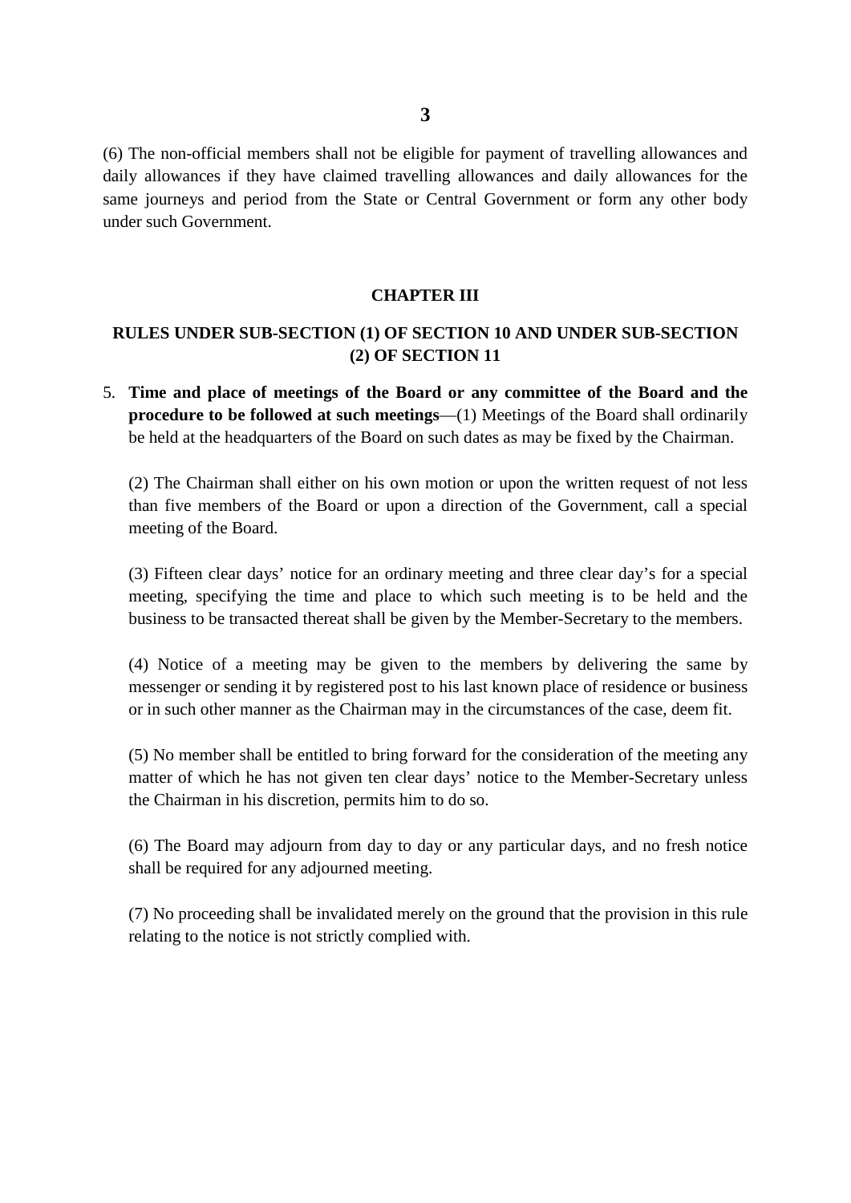(6) The non-official members shall not be eligible for payment of travelling allowances and daily allowances if they have claimed travelling allowances and daily allowances for the same journeys and period from the State or Central Government or form any other body under such Government.

## CHAPTER III

## RULES UNDER SUB-SECTION (1) OF SECTION 10 AND UNDER SUB-SECTION (2) OF SECTION 11

5. **Time and place of meetings of the Board or any committee of the Board and the procedure to be followed at such meetings**—(1) Meetings of the Board shall ordinarily be held at the headquarters of the Board on such dates as may be fixed by the Chairman.

   (2) The Chairman shall either on his own motion or upon the written request of not less than five members of the Board or upon a direction of the Government, call a special meeting of the Board.

   (3) Fifteen clear days' notice for an ordinary meeting and three clear day's for a special meeting, specifying the time and place to which such meeting is to be held and the business to be transacted thereat shall be given by the Member-Secretary to the members.

   (4) Notice of a meeting may be given to the members by delivering the same by messenger or sending it by registered post to his last known place of residence or business or in such other manner as the Chairman may in the circumstances of the case, deem fit.

   (5) No member shall be entitled to bring forward for the consideration of the meeting any matter of which he has not given ten clear days' notice to the Member-Secretary unless the Chairman in his discretion, permits him to do so.

   (6) The Board may adjourn from day to day or any particular days, and no fresh notice shall be required for any adjourned meeting.

   (7) No proceeding shall be invalidated merely on the ground that the provision in this rule relating to the notice is not strictly complied with.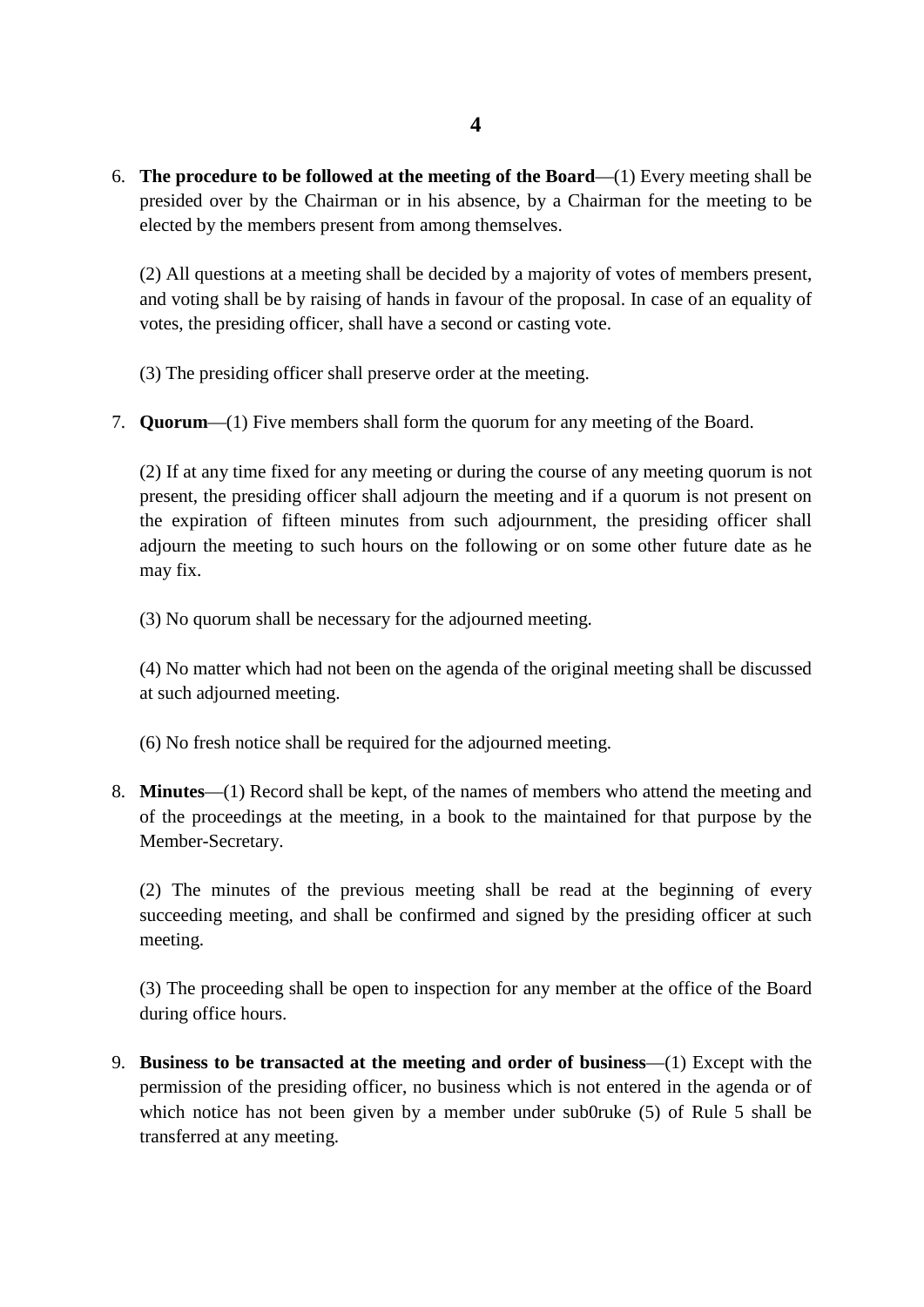6. **The procedure to be followed at the meeting of the Board**—(1) Every meeting shall be presided over by the Chairman or in his absence, by a Chairman for the meeting to be elected by the members present from among themselves.

   (2) All questions at a meeting shall be decided by a majority of votes of members present, and voting shall be by raising of hands in favour of the proposal. In case of an equality of votes, the presiding officer, shall have a second or casting vote.

   (3) The presiding officer shall preserve order at the meeting.

7. **Quorum**—(1) Five members shall form the quorum for any meeting of the Board.

   (2) If at any time fixed for any meeting or during the course of any meeting quorum is not present, the presiding officer shall adjourn the meeting and if a quorum is not present on the expiration of fifteen minutes from such adjournment, the presiding officer shall adjourn the meeting to such hours on the following or on some other future date as he may fix.

   (3) No quorum shall be necessary for the adjourned meeting.

   (4) No matter which had not been on the agenda of the original meeting shall be discussed at such adjourned meeting.

   (6) No fresh notice shall be required for the adjourned meeting.

8. **Minutes**—(1) Record shall be kept, of the names of members who attend the meeting and of the proceedings at the meeting, in a book to the maintained for that purpose by the Member-Secretary.

   (2) The minutes of the previous meeting shall be read at the beginning of every succeeding meeting, and shall be confirmed and signed by the presiding officer at such meeting.

   (3) The proceeding shall be open to inspection for any member at the office of the Board during office hours.

9. **Business to be transacted at the meeting and order of business**—(1) Except with the permission of the presiding officer, no business which is not entered in the agenda or of which notice has not been given by a member under sub0ruke (5) of Rule 5 shall be transferred at any meeting.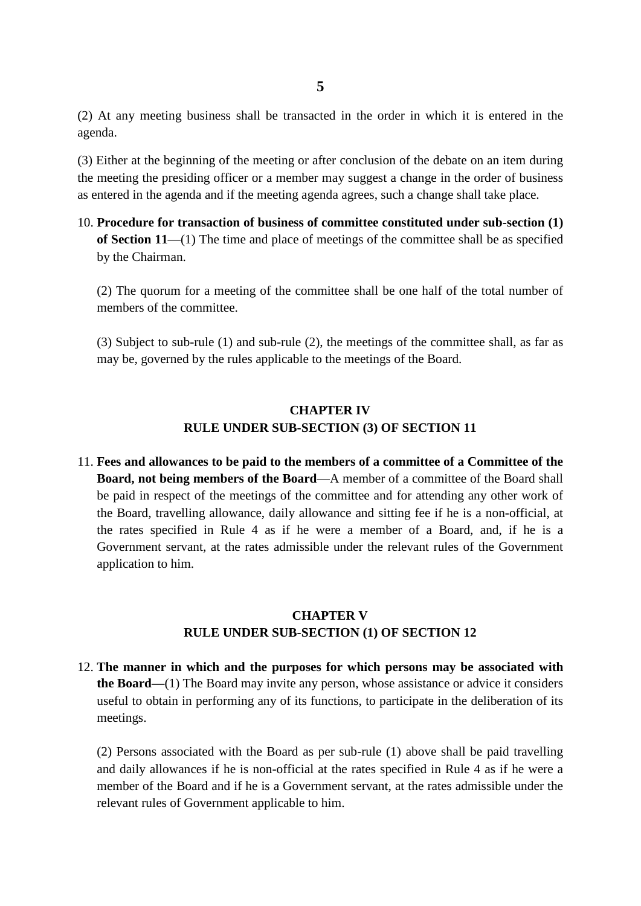(2) At any meeting business shall be transacted in the order in which it is entered in the agenda.

(3) Either at the beginning of the meeting or after conclusion of the debate on an item during the meeting the presiding officer or a member may suggest a change in the order of business as entered in the agenda and if the meeting agenda agrees, such a change shall take place.

10. **Procedure for transaction of business of committee constituted under sub-section (1) of Section 11**—(1) The time and place of meetings of the committee shall be as specified by the Chairman.

   (2) The quorum for a meeting of the committee shall be one half of the total number of members of the committee.

   (3) Subject to sub-rule (1) and sub-rule (2), the meetings of the committee shall, as far as may be, governed by the rules applicable to the meetings of the Board.

## CHAPTER IV
## RULE UNDER SUB-SECTION (3) OF SECTION 11

11. **Fees and allowances to be paid to the members of a committee of a Committee of the Board, not being members of the Board**—A member of a committee of the Board shall be paid in respect of the meetings of the committee and for attending any other work of the Board, travelling allowance, daily allowance and sitting fee if he is a non-official, at the rates specified in Rule 4 as if he were a member of a Board, and, if he is a Government servant, at the rates admissible under the relevant rules of the Government application to him.

## CHAPTER V
## RULE UNDER SUB-SECTION (1) OF SECTION 12

12. **The manner in which and the purposes for which persons may be associated with the Board—**(1) The Board may invite any person, whose assistance or advice it considers useful to obtain in performing any of its functions, to participate in the deliberation of its meetings.

   (2) Persons associated with the Board as per sub-rule (1) above shall be paid travelling and daily allowances if he is non-official at the rates specified in Rule 4 as if he were a member of the Board and if he is a Government servant, at the rates admissible under the relevant rules of Government applicable to him.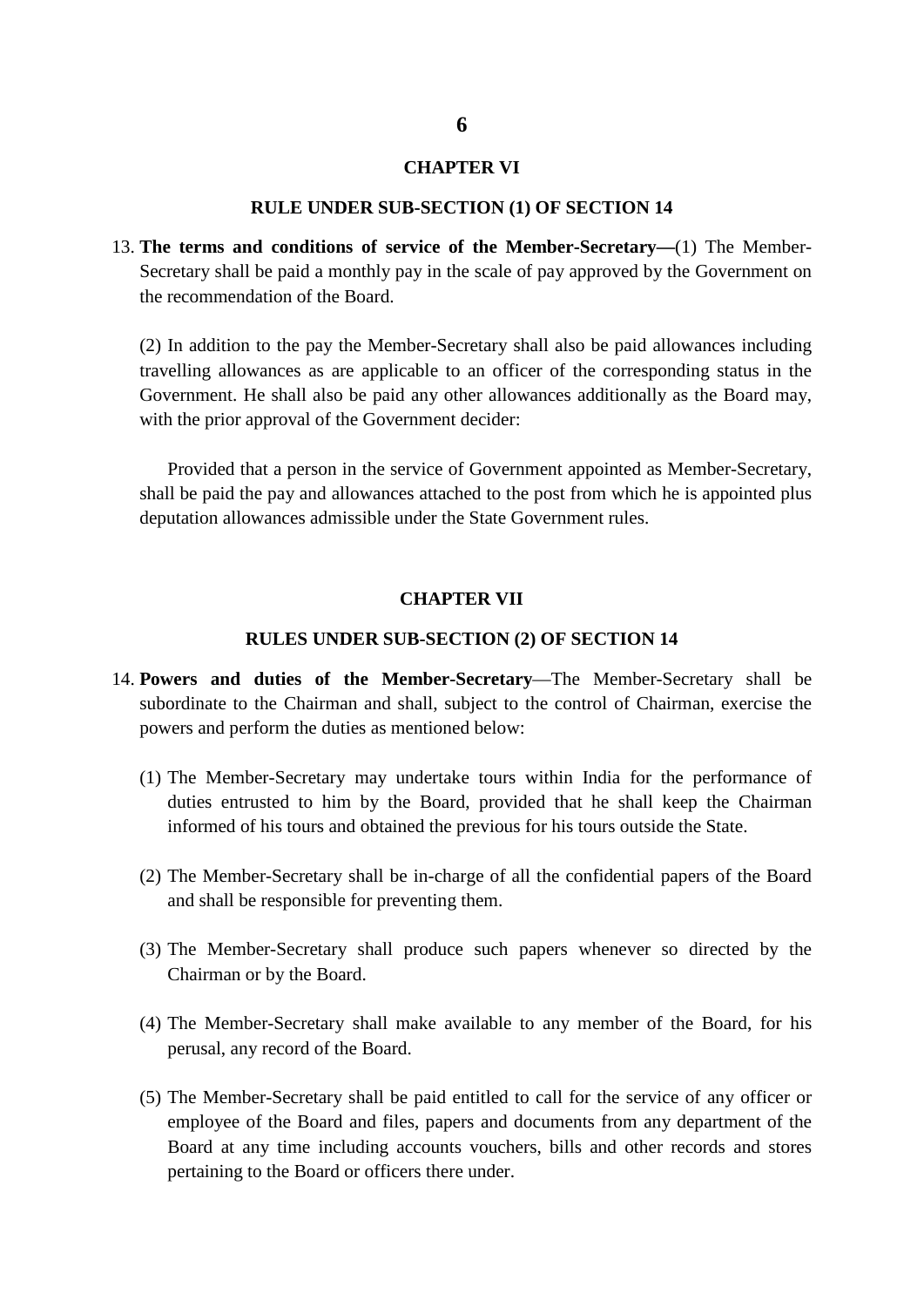## CHAPTER VI

### RULE UNDER SUB-SECTION (1) OF SECTION 14

13. **The terms and conditions of service of the Member-Secretary—**(1) The Member-Secretary shall be paid a monthly pay in the scale of pay approved by the Government on the recommendation of the Board.

    (2) In addition to the pay the Member-Secretary shall also be paid allowances including travelling allowances as are applicable to an officer of the corresponding status in the Government. He shall also be paid any other allowances additionally as the Board may, with the prior approval of the Government decider:

    Provided that a person in the service of Government appointed as Member-Secretary, shall be paid the pay and allowances attached to the post from which he is appointed plus deputation allowances admissible under the State Government rules.

## CHAPTER VII

### RULES UNDER SUB-SECTION (2) OF SECTION 14

14. **Powers and duties of the Member-Secretary**—The Member-Secretary shall be subordinate to the Chairman and shall, subject to the control of Chairman, exercise the powers and perform the duties as mentioned below:

    (1) The Member-Secretary may undertake tours within India for the performance of duties entrusted to him by the Board, provided that he shall keep the Chairman informed of his tours and obtained the previous for his tours outside the State.

    (2) The Member-Secretary shall be in-charge of all the confidential papers of the Board and shall be responsible for preventing them.

    (3) The Member-Secretary shall produce such papers whenever so directed by the Chairman or by the Board.

    (4) The Member-Secretary shall make available to any member of the Board, for his perusal, any record of the Board.

    (5) The Member-Secretary shall be paid entitled to call for the service of any officer or employee of the Board and files, papers and documents from any department of the Board at any time including accounts vouchers, bills and other records and stores pertaining to the Board or officers there under.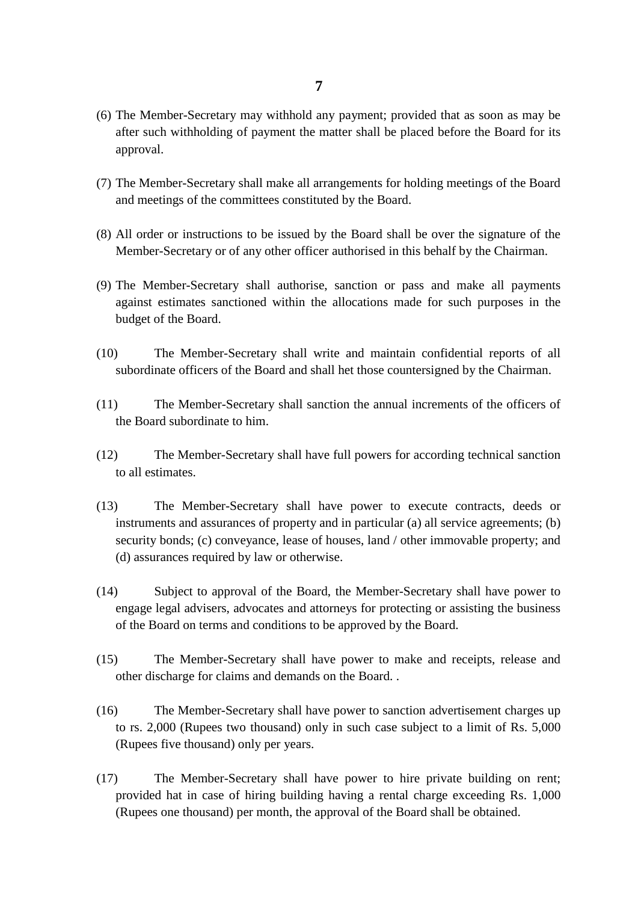(6) The Member-Secretary may withhold any payment; provided that as soon as may be after such withholding of payment the matter shall be placed before the Board for its approval.

(7) The Member-Secretary shall make all arrangements for holding meetings of the Board and meetings of the committees constituted by the Board.

(8) All order or instructions to be issued by the Board shall be over the signature of the Member-Secretary or of any other officer authorised in this behalf by the Chairman.

(9) The Member-Secretary shall authorise, sanction or pass and make all payments against estimates sanctioned within the allocations made for such purposes in the budget of the Board.

(10) The Member-Secretary shall write and maintain confidential reports of all subordinate officers of the Board and shall het those countersigned by the Chairman.

(11) The Member-Secretary shall sanction the annual increments of the officers of the Board subordinate to him.

(12) The Member-Secretary shall have full powers for according technical sanction to all estimates.

(13) The Member-Secretary shall have power to execute contracts, deeds or instruments and assurances of property and in particular (a) all service agreements; (b) security bonds; (c) conveyance, lease of houses, land / other immovable property; and (d) assurances required by law or otherwise.

(14) Subject to approval of the Board, the Member-Secretary shall have power to engage legal advisers, advocates and attorneys for protecting or assisting the business of the Board on terms and conditions to be approved by the Board.

(15) The Member-Secretary shall have power to make and receipts, release and other discharge for claims and demands on the Board. .

(16) The Member-Secretary shall have power to sanction advertisement charges up to rs. 2,000 (Rupees two thousand) only in such case subject to a limit of Rs. 5,000 (Rupees five thousand) only per years.

(17) The Member-Secretary shall have power to hire private building on rent; provided hat in case of hiring building having a rental charge exceeding Rs. 1,000 (Rupees one thousand) per month, the approval of the Board shall be obtained.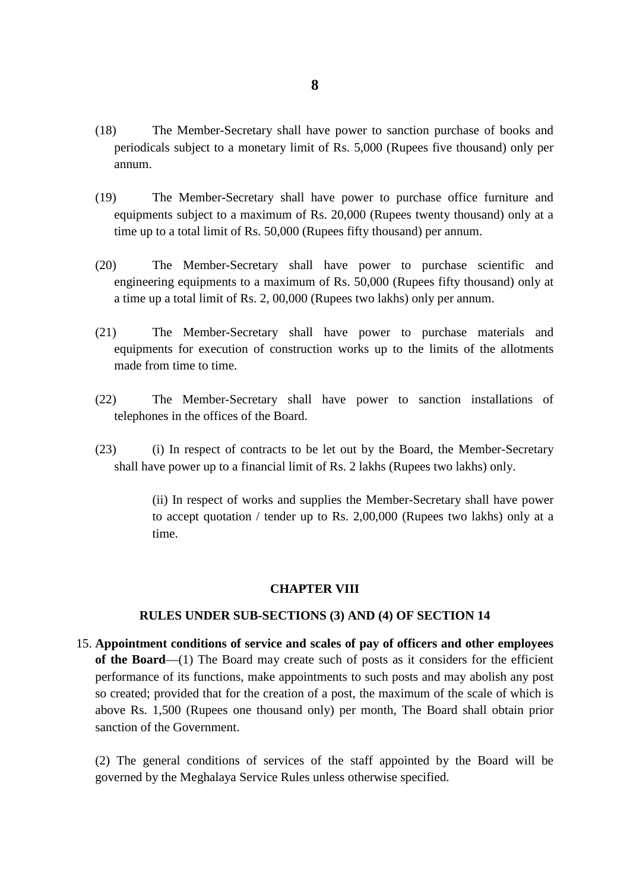(18) The Member-Secretary shall have power to sanction purchase of books and periodicals subject to a monetary limit of Rs. 5,000 (Rupees five thousand) only per annum.

(19) The Member-Secretary shall have power to purchase office furniture and equipments subject to a maximum of Rs. 20,000 (Rupees twenty thousand) only at a time up to a total limit of Rs. 50,000 (Rupees fifty thousand) per annum.

(20) The Member-Secretary shall have power to purchase scientific and engineering equipments to a maximum of Rs. 50,000 (Rupees fifty thousand) only at a time up a total limit of Rs. 2, 00,000 (Rupees two lakhs) only per annum.

(21) The Member-Secretary shall have power to purchase materials and equipments for execution of construction works up to the limits of the allotments made from time to time.

(22) The Member-Secretary shall have power to sanction installations of telephones in the offices of the Board.

(23) (i) In respect of contracts to be let out by the Board, the Member-Secretary shall have power up to a financial limit of Rs. 2 lakhs (Rupees two lakhs) only.

(ii) In respect of works and supplies the Member-Secretary shall have power to accept quotation / tender up to Rs. 2,00,000 (Rupees two lakhs) only at a time.

## CHAPTER VIII

### RULES UNDER SUB-SECTIONS (3) AND (4) OF SECTION 14

15. **Appointment conditions of service and scales of pay of officers and other employees of the Board**—(1) The Board may create such of posts as it considers for the efficient performance of its functions, make appointments to such posts and may abolish any post so created; provided that for the creation of a post, the maximum of the scale of which is above Rs. 1,500 (Rupees one thousand only) per month, The Board shall obtain prior sanction of the Government.

(2) The general conditions of services of the staff appointed by the Board will be governed by the Meghalaya Service Rules unless otherwise specified.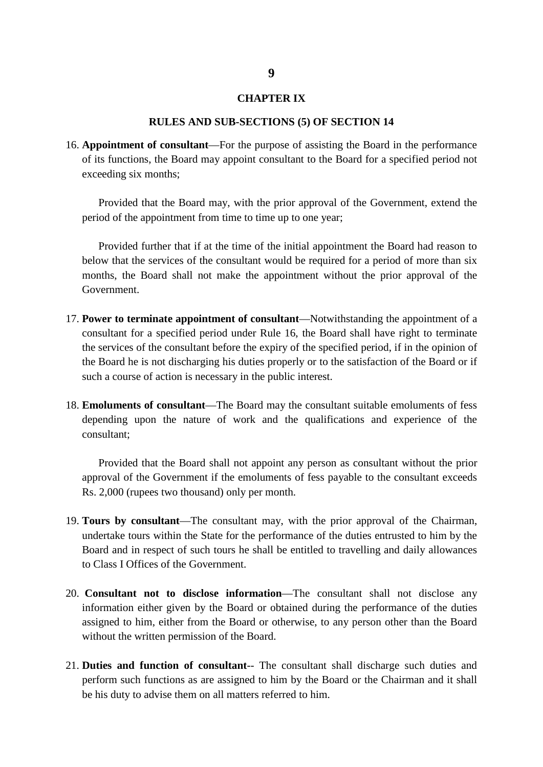## CHAPTER IX

### RULES AND SUB-SECTIONS (5) OF SECTION 14

16. **Appointment of consultant**—For the purpose of assisting the Board in the performance of its functions, the Board may appoint consultant to the Board for a specified period not exceeding six months;

    Provided that the Board may, with the prior approval of the Government, extend the period of the appointment from time to time up to one year;

    Provided further that if at the time of the initial appointment the Board had reason to below that the services of the consultant would be required for a period of more than six months, the Board shall not make the appointment without the prior approval of the Government.

17. **Power to terminate appointment of consultant**—Notwithstanding the appointment of a consultant for a specified period under Rule 16, the Board shall have right to terminate the services of the consultant before the expiry of the specified period, if in the opinion of the Board he is not discharging his duties properly or to the satisfaction of the Board or if such a course of action is necessary in the public interest.

18. **Emoluments of consultant**—The Board may the consultant suitable emoluments of fess depending upon the nature of work and the qualifications and experience of the consultant;

    Provided that the Board shall not appoint any person as consultant without the prior approval of the Government if the emoluments of fess payable to the consultant exceeds Rs. 2,000 (rupees two thousand) only per month.

19. **Tours by consultant**—The consultant may, with the prior approval of the Chairman, undertake tours within the State for the performance of the duties entrusted to him by the Board and in respect of such tours he shall be entitled to travelling and daily allowances to Class I Offices of the Government.

20. **Consultant not to disclose information**—The consultant shall not disclose any information either given by the Board or obtained during the performance of the duties assigned to him, either from the Board or otherwise, to any person other than the Board without the written permission of the Board.

21. **Duties and function of consultant**-- The consultant shall discharge such duties and perform such functions as are assigned to him by the Board or the Chairman and it shall be his duty to advise them on all matters referred to him.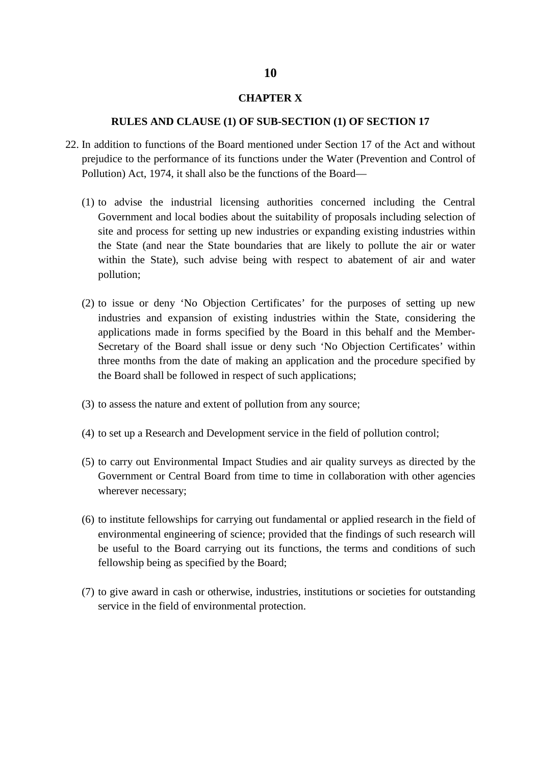## CHAPTER X

### RULES AND CLAUSE (1) OF SUB-SECTION (1) OF SECTION 17

22. In addition to functions of the Board mentioned under Section 17 of the Act and without prejudice to the performance of its functions under the Water (Prevention and Control of Pollution) Act, 1974, it shall also be the functions of the Board—

    (1) to advise the industrial licensing authorities concerned including the Central Government and local bodies about the suitability of proposals including selection of site and process for setting up new industries or expanding existing industries within the State (and near the State boundaries that are likely to pollute the air or water within the State), such advise being with respect to abatement of air and water pollution;

    (2) to issue or deny 'No Objection Certificates' for the purposes of setting up new industries and expansion of existing industries within the State, considering the applications made in forms specified by the Board in this behalf and the Member-Secretary of the Board shall issue or deny such 'No Objection Certificates' within three months from the date of making an application and the procedure specified by the Board shall be followed in respect of such applications;

    (3) to assess the nature and extent of pollution from any source;

    (4) to set up a Research and Development service in the field of pollution control;

    (5) to carry out Environmental Impact Studies and air quality surveys as directed by the Government or Central Board from time to time in collaboration with other agencies wherever necessary;

    (6) to institute fellowships for carrying out fundamental or applied research in the field of environmental engineering of science; provided that the findings of such research will be useful to the Board carrying out its functions, the terms and conditions of such fellowship being as specified by the Board;

    (7) to give award in cash or otherwise, industries, institutions or societies for outstanding service in the field of environmental protection.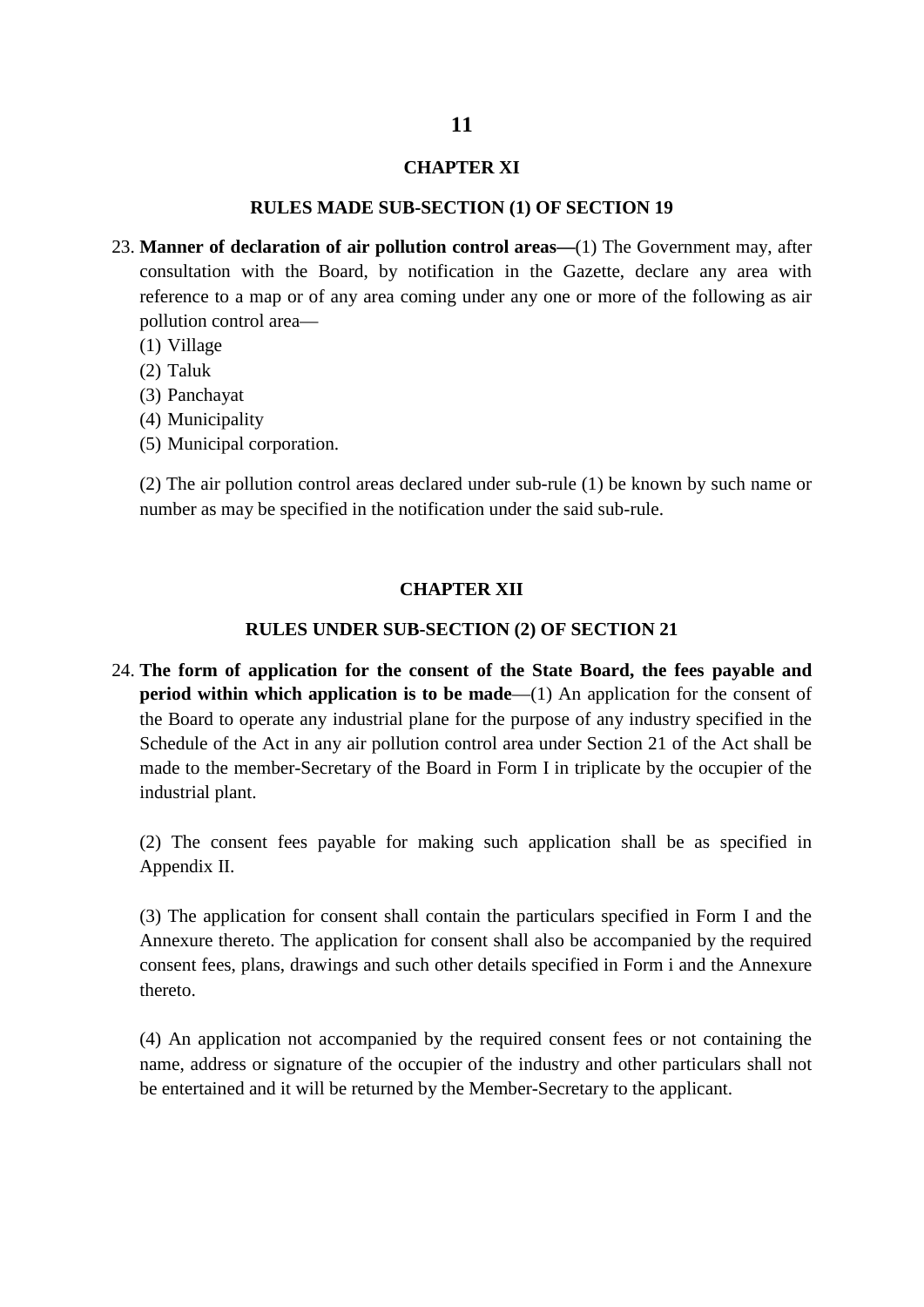## CHAPTER XI

### RULES MADE SUB-SECTION (1) OF SECTION 19

23. **Manner of declaration of air pollution control areas—**(1) The Government may, after consultation with the Board, by notification in the Gazette, declare any area with reference to a map or of any area coming under any one or more of the following as air pollution control area—
    (1) Village
    (2) Taluk
    (3) Panchayat
    (4) Municipality
    (5) Municipal corporation.

    (2) The air pollution control areas declared under sub-rule (1) be known by such name or number as may be specified in the notification under the said sub-rule.

## CHAPTER XII

### RULES UNDER SUB-SECTION (2) OF SECTION 21

24. **The form of application for the consent of the State Board, the fees payable and period within which application is to be made**—(1) An application for the consent of the Board to operate any industrial plane for the purpose of any industry specified in the Schedule of the Act in any air pollution control area under Section 21 of the Act shall be made to the member-Secretary of the Board in Form I in triplicate by the occupier of the industrial plant.

    (2) The consent fees payable for making such application shall be as specified in Appendix II.

    (3) The application for consent shall contain the particulars specified in Form I and the Annexure thereto. The application for consent shall also be accompanied by the required consent fees, plans, drawings and such other details specified in Form i and the Annexure thereto.

    (4) An application not accompanied by the required consent fees or not containing the name, address or signature of the occupier of the industry and other particulars shall not be entertained and it will be returned by the Member-Secretary to the applicant.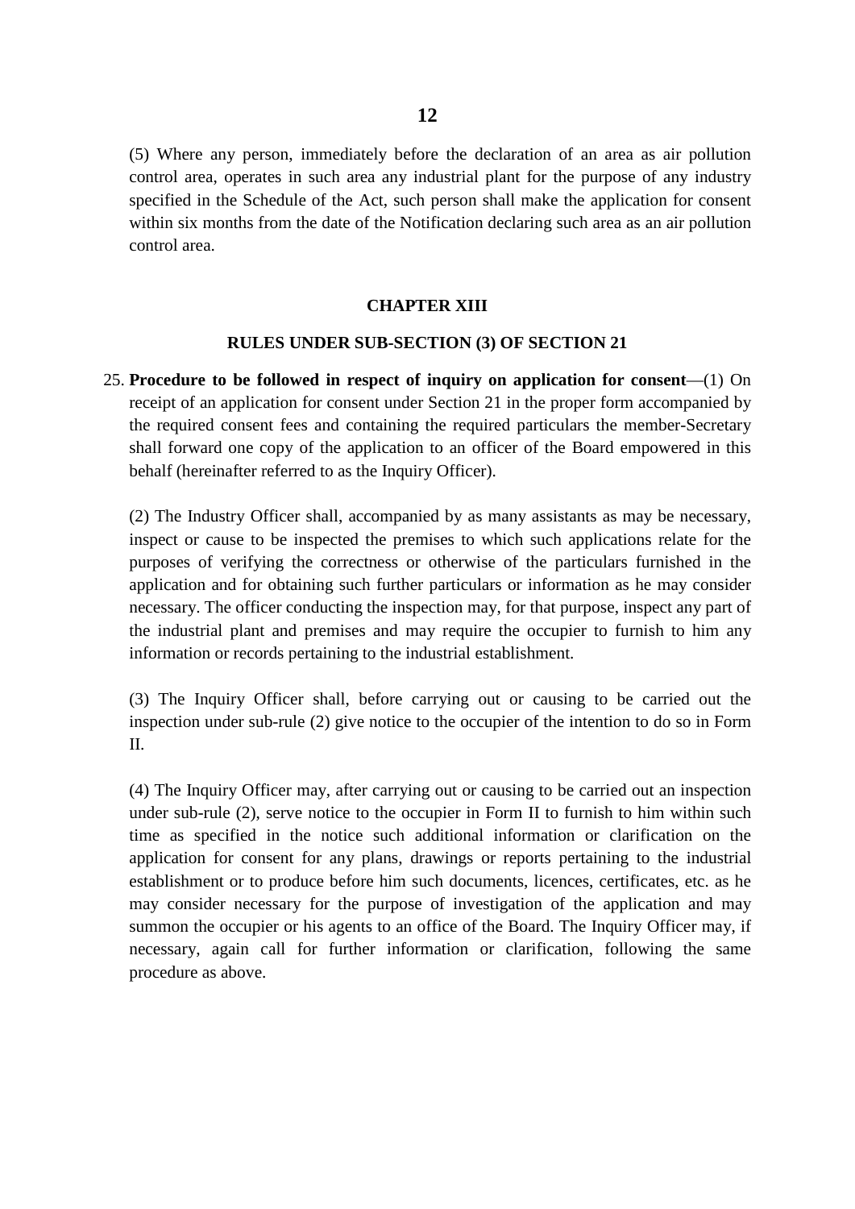(5) Where any person, immediately before the declaration of an area as air pollution control area, operates in such area any industrial plant for the purpose of any industry specified in the Schedule of the Act, such person shall make the application for consent within six months from the date of the Notification declaring such area as an air pollution control area.

## CHAPTER XIII

### RULES UNDER SUB-SECTION (3) OF SECTION 21

25. **Procedure to be followed in respect of inquiry on application for consent**—(1) On receipt of an application for consent under Section 21 in the proper form accompanied by the required consent fees and containing the required particulars the member-Secretary shall forward one copy of the application to an officer of the Board empowered in this behalf (hereinafter referred to as the Inquiry Officer).

(2) The Industry Officer shall, accompanied by as many assistants as may be necessary, inspect or cause to be inspected the premises to which such applications relate for the purposes of verifying the correctness or otherwise of the particulars furnished in the application and for obtaining such further particulars or information as he may consider necessary. The officer conducting the inspection may, for that purpose, inspect any part of the industrial plant and premises and may require the occupier to furnish to him any information or records pertaining to the industrial establishment.

(3) The Inquiry Officer shall, before carrying out or causing to be carried out the inspection under sub-rule (2) give notice to the occupier of the intention to do so in Form II.

(4) The Inquiry Officer may, after carrying out or causing to be carried out an inspection under sub-rule (2), serve notice to the occupier in Form II to furnish to him within such time as specified in the notice such additional information or clarification on the application for consent for any plans, drawings or reports pertaining to the industrial establishment or to produce before him such documents, licences, certificates, etc. as he may consider necessary for the purpose of investigation of the application and may summon the occupier or his agents to an office of the Board. The Inquiry Officer may, if necessary, again call for further information or clarification, following the same procedure as above.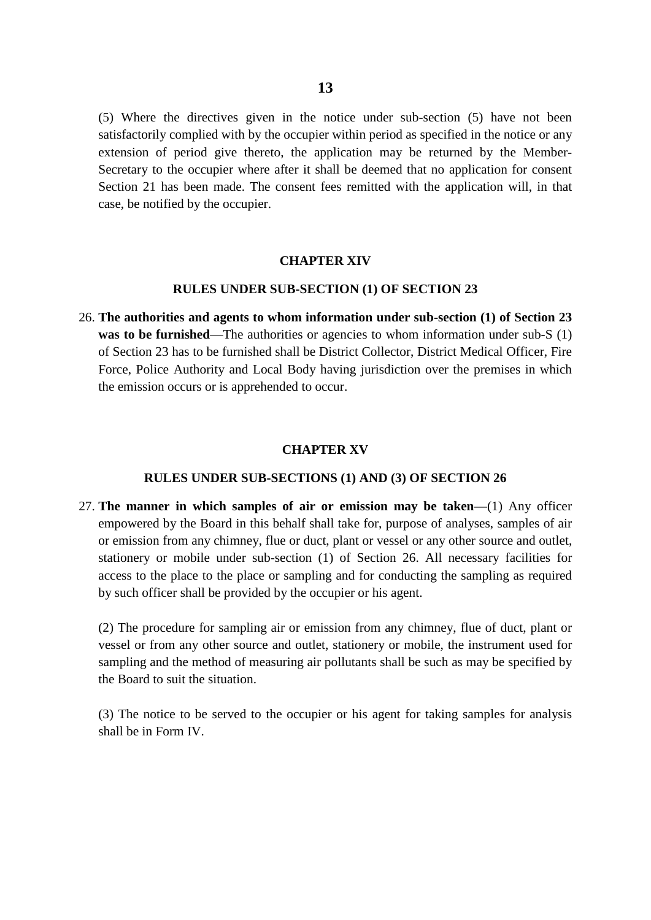(5) Where the directives given in the notice under sub-section (5) have not been satisfactorily complied with by the occupier within period as specified in the notice or any extension of period give thereto, the application may be returned by the Member-Secretary to the occupier where after it shall be deemed that no application for consent Section 21 has been made. The consent fees remitted with the application will, in that case, be notified by the occupier.

## CHAPTER XIV

### RULES UNDER SUB-SECTION (1) OF SECTION 23

26. **The authorities and agents to whom information under sub-section (1) of Section 23 was to be furnished**—The authorities or agencies to whom information under sub-S (1) of Section 23 has to be furnished shall be District Collector, District Medical Officer, Fire Force, Police Authority and Local Body having jurisdiction over the premises in which the emission occurs or is apprehended to occur.

## CHAPTER XV

### RULES UNDER SUB-SECTIONS (1) AND (3) OF SECTION 26

27. **The manner in which samples of air or emission may be taken**—(1) Any officer empowered by the Board in this behalf shall take for, purpose of analyses, samples of air or emission from any chimney, flue or duct, plant or vessel or any other source and outlet, stationery or mobile under sub-section (1) of Section 26. All necessary facilities for access to the place to the place or sampling and for conducting the sampling as required by such officer shall be provided by the occupier or his agent.

    (2) The procedure for sampling air or emission from any chimney, flue of duct, plant or vessel or from any other source and outlet, stationery or mobile, the instrument used for sampling and the method of measuring air pollutants shall be such as may be specified by the Board to suit the situation.

    (3) The notice to be served to the occupier or his agent for taking samples for analysis shall be in Form IV.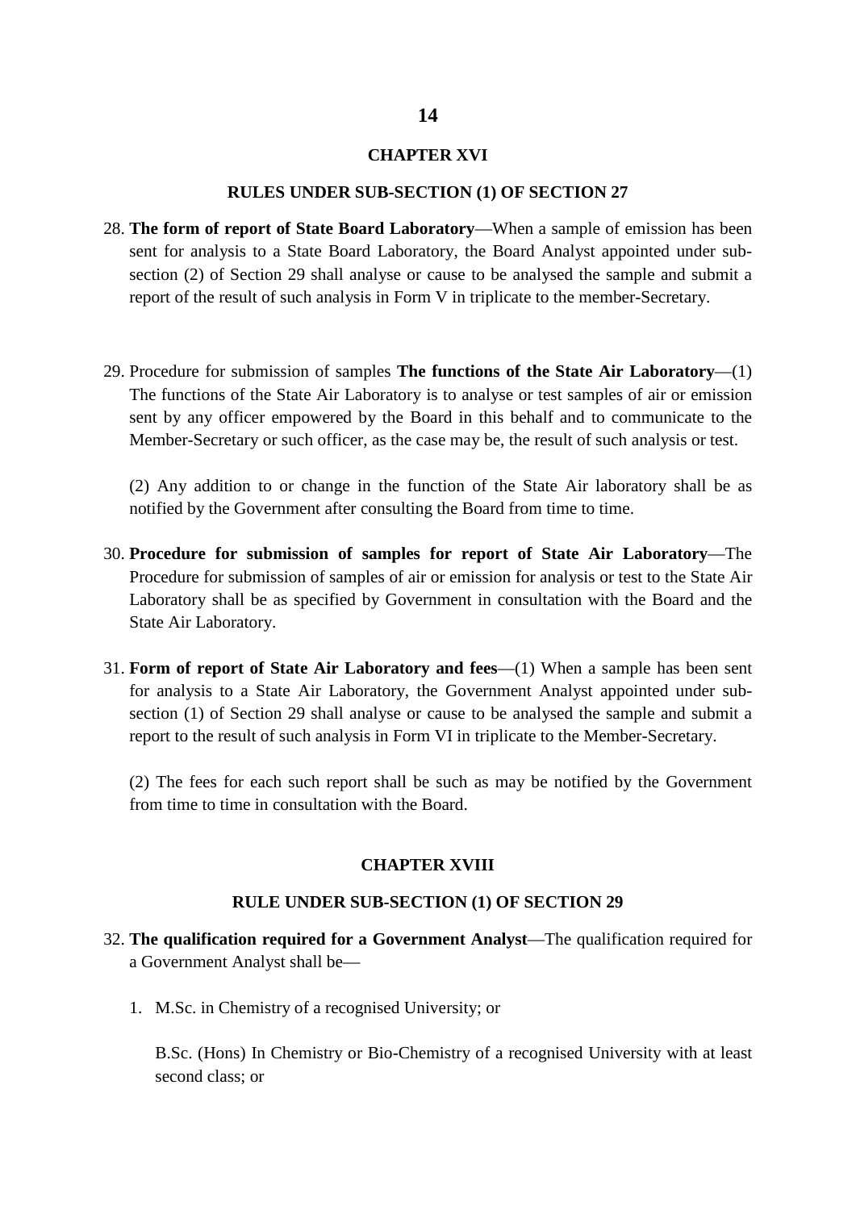## CHAPTER XVI

### RULES UNDER SUB-SECTION (1) OF SECTION 27

28. **The form of report of State Board Laboratory**—When a sample of emission has been sent for analysis to a State Board Laboratory, the Board Analyst appointed under sub-section (2) of Section 29 shall analyse or cause to be analysed the sample and submit a report of the result of such analysis in Form V in triplicate to the member-Secretary.

29. Procedure for submission of samples **The functions of the State Air Laboratory**—(1) The functions of the State Air Laboratory is to analyse or test samples of air or emission sent by any officer empowered by the Board in this behalf and to communicate to the Member-Secretary or such officer, as the case may be, the result of such analysis or test.

    (2) Any addition to or change in the function of the State Air laboratory shall be as notified by the Government after consulting the Board from time to time.

30. **Procedure for submission of samples for report of State Air Laboratory**—The Procedure for submission of samples of air or emission for analysis or test to the State Air Laboratory shall be as specified by Government in consultation with the Board and the State Air Laboratory.

31. **Form of report of State Air Laboratory and fees**—(1) When a sample has been sent for analysis to a State Air Laboratory, the Government Analyst appointed under sub-section (1) of Section 29 shall analyse or cause to be analysed the sample and submit a report to the result of such analysis in Form VI in triplicate to the Member-Secretary.

    (2) The fees for each such report shall be such as may be notified by the Government from time to time in consultation with the Board.

## CHAPTER XVIII

### RULE UNDER SUB-SECTION (1) OF SECTION 29

32. **The qualification required for a Government Analyst**—The qualification required for a Government Analyst shall be—

    1. M.Sc. in Chemistry of a recognised University; or

       B.Sc. (Hons) In Chemistry or Bio-Chemistry of a recognised University with at least second class; or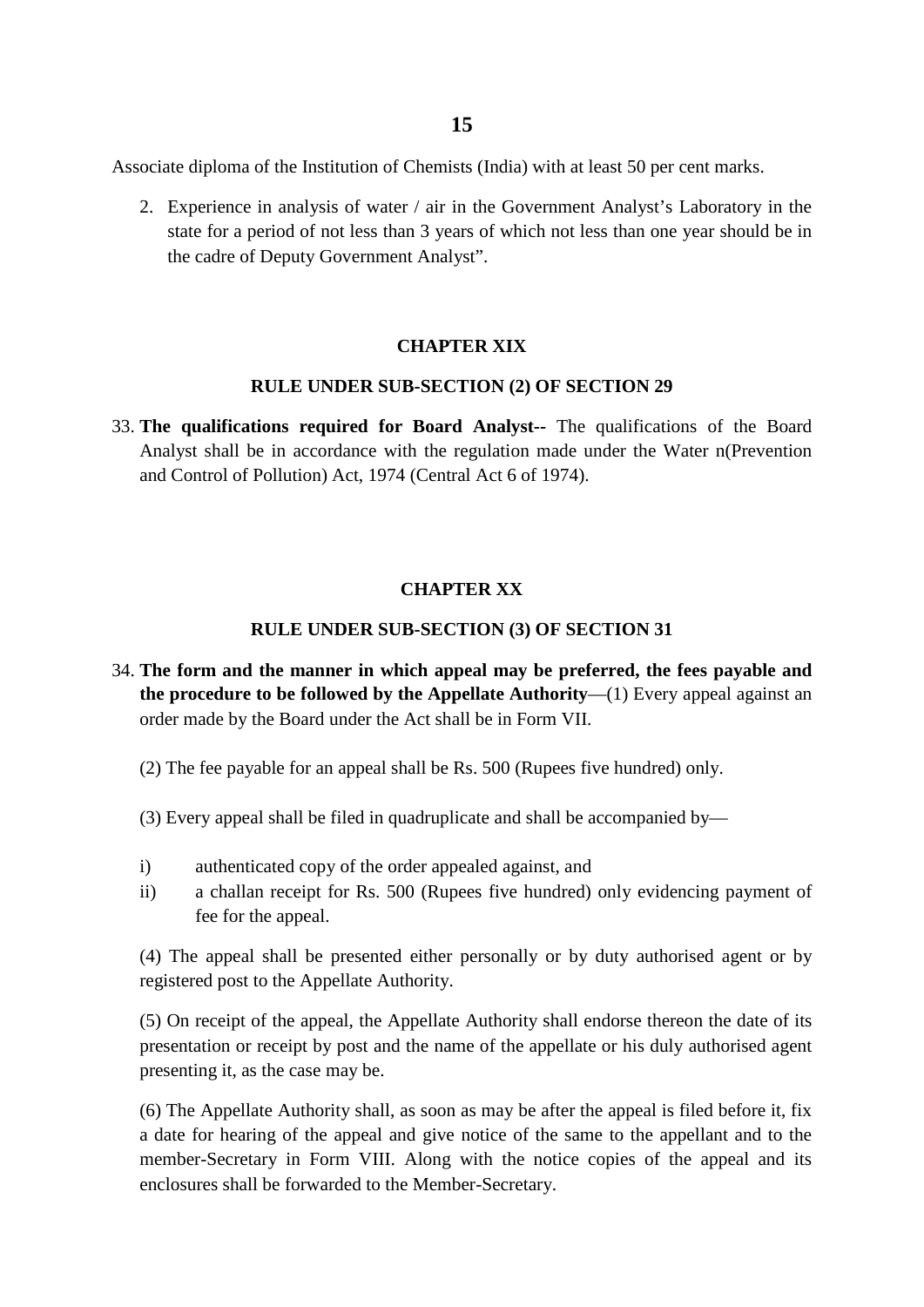Associate diploma of the Institution of Chemists (India) with at least 50 per cent marks.

2. Experience in analysis of water / air in the Government Analyst's Laboratory in the state for a period of not less than 3 years of which not less than one year should be in the cadre of Deputy Government Analyst".

## CHAPTER XIX

### RULE UNDER SUB-SECTION (2) OF SECTION 29

33. **The qualifications required for Board Analyst--** The qualifications of the Board Analyst shall be in accordance with the regulation made under the Water n(Prevention and Control of Pollution) Act, 1974 (Central Act 6 of 1974).

## CHAPTER XX

### RULE UNDER SUB-SECTION (3) OF SECTION 31

34. **The form and the manner in which appeal may be preferred, the fees payable and the procedure to be followed by the Appellate Authority**—(1) Every appeal against an order made by the Board under the Act shall be in Form VII.

(2) The fee payable for an appeal shall be Rs. 500 (Rupees five hundred) only.

(3) Every appeal shall be filed in quadruplicate and shall be accompanied by—

i) authenticated copy of the order appealed against, and
ii) a challan receipt for Rs. 500 (Rupees five hundred) only evidencing payment of fee for the appeal.

(4) The appeal shall be presented either personally or by duty authorised agent or by registered post to the Appellate Authority.

(5) On receipt of the appeal, the Appellate Authority shall endorse thereon the date of its presentation or receipt by post and the name of the appellate or his duly authorised agent presenting it, as the case may be.

(6) The Appellate Authority shall, as soon as may be after the appeal is filed before it, fix a date for hearing of the appeal and give notice of the same to the appellant and to the member-Secretary in Form VIII. Along with the notice copies of the appeal and its enclosures shall be forwarded to the Member-Secretary.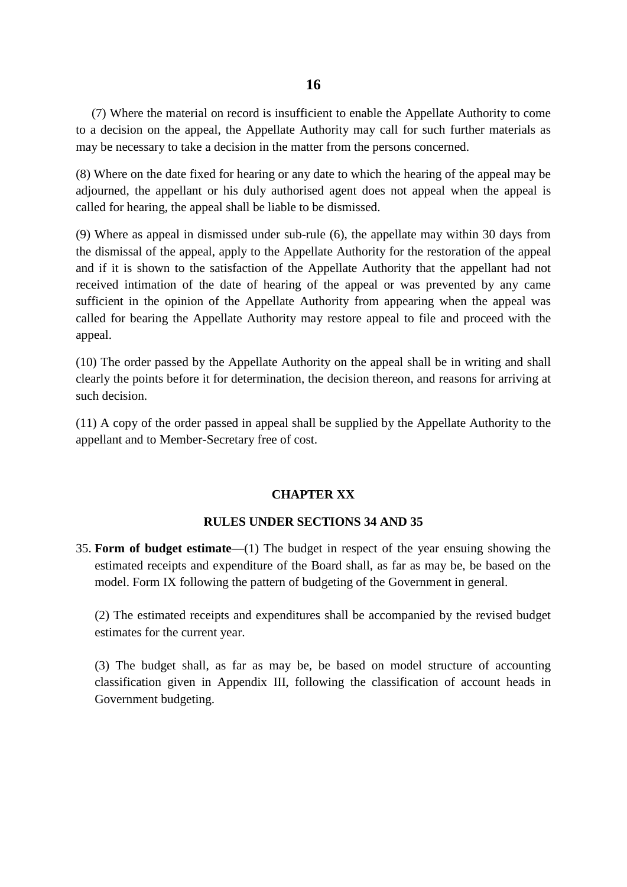(7) Where the material on record is insufficient to enable the Appellate Authority to come to a decision on the appeal, the Appellate Authority may call for such further materials as may be necessary to take a decision in the matter from the persons concerned.

(8) Where on the date fixed for hearing or any date to which the hearing of the appeal may be adjourned, the appellant or his duly authorised agent does not appeal when the appeal is called for hearing, the appeal shall be liable to be dismissed.

(9) Where as appeal in dismissed under sub-rule (6), the appellate may within 30 days from the dismissal of the appeal, apply to the Appellate Authority for the restoration of the appeal and if it is shown to the satisfaction of the Appellate Authority that the appellant had not received intimation of the date of hearing of the appeal or was prevented by any came sufficient in the opinion of the Appellate Authority from appearing when the appeal was called for bearing the Appellate Authority may restore appeal to file and proceed with the appeal.

(10) The order passed by the Appellate Authority on the appeal shall be in writing and shall clearly the points before it for determination, the decision thereon, and reasons for arriving at such decision.

(11) A copy of the order passed in appeal shall be supplied by the Appellate Authority to the appellant and to Member-Secretary free of cost.

## CHAPTER XX

### RULES UNDER SECTIONS 34 AND 35

35. **Form of budget estimate**—(1) The budget in respect of the year ensuing showing the estimated receipts and expenditure of the Board shall, as far as may be, be based on the model. Form IX following the pattern of budgeting of the Government in general.

    (2) The estimated receipts and expenditures shall be accompanied by the revised budget estimates for the current year.

    (3) The budget shall, as far as may be, be based on model structure of accounting classification given in Appendix III, following the classification of account heads in Government budgeting.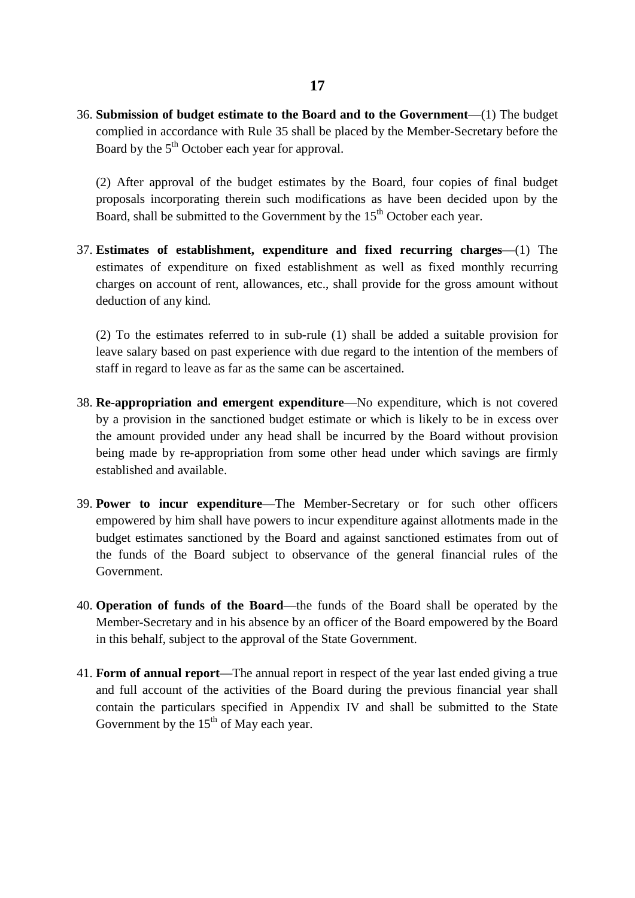36. **Submission of budget estimate to the Board and to the Government**—(1) The budget complied in accordance with Rule 35 shall be placed by the Member-Secretary before the Board by the 5th October each year for approval.

    (2) After approval of the budget estimates by the Board, four copies of final budget proposals incorporating therein such modifications as have been decided upon by the Board, shall be submitted to the Government by the 15th October each year.

37. **Estimates of establishment, expenditure and fixed recurring charges**—(1) The estimates of expenditure on fixed establishment as well as fixed monthly recurring charges on account of rent, allowances, etc., shall provide for the gross amount without deduction of any kind.

    (2) To the estimates referred to in sub-rule (1) shall be added a suitable provision for leave salary based on past experience with due regard to the intention of the members of staff in regard to leave as far as the same can be ascertained.

38. **Re-appropriation and emergent expenditure**—No expenditure, which is not covered by a provision in the sanctioned budget estimate or which is likely to be in excess over the amount provided under any head shall be incurred by the Board without provision being made by re-appropriation from some other head under which savings are firmly established and available.

39. **Power to incur expenditure**—The Member-Secretary or for such other officers empowered by him shall have powers to incur expenditure against allotments made in the budget estimates sanctioned by the Board and against sanctioned estimates from out of the funds of the Board subject to observance of the general financial rules of the Government.

40. **Operation of funds of the Board**—the funds of the Board shall be operated by the Member-Secretary and in his absence by an officer of the Board empowered by the Board in this behalf, subject to the approval of the State Government.

41. **Form of annual report**—The annual report in respect of the year last ended giving a true and full account of the activities of the Board during the previous financial year shall contain the particulars specified in Appendix IV and shall be submitted to the State Government by the 15th of May each year.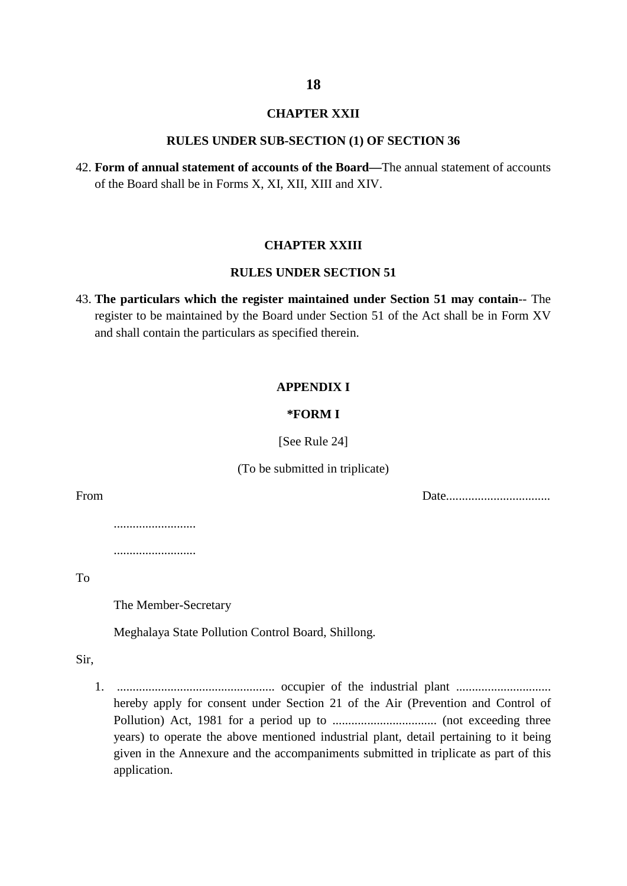## CHAPTER XXII

### RULES UNDER SUB-SECTION (1) OF SECTION 36

42. **Form of annual statement of accounts of the Board—**The annual statement of accounts of the Board shall be in Forms X, XI, XII, XIII and XIV.

## CHAPTER XXIII

### RULES UNDER SECTION 51

43. **The particulars which the register maintained under Section 51 may contain**-- The register to be maintained by the Board under Section 51 of the Act shall be in Form XV and shall contain the particulars as specified therein.

## APPENDIX I

### *FORM I

[See Rule 24]

(To be submitted in triplicate)

From Date.................................

..........................

..........................

To

The Member-Secretary

Meghalaya State Pollution Control Board, Shillong.

Sir,

1. .................................................. occupier of the industrial plant .............................. hereby apply for consent under Section 21 of the Air (Prevention and Control of Pollution) Act, 1981 for a period up to ................................. (not exceeding three years) to operate the above mentioned industrial plant, detail pertaining to it being given in the Annexure and the accompaniments submitted in triplicate as part of this application.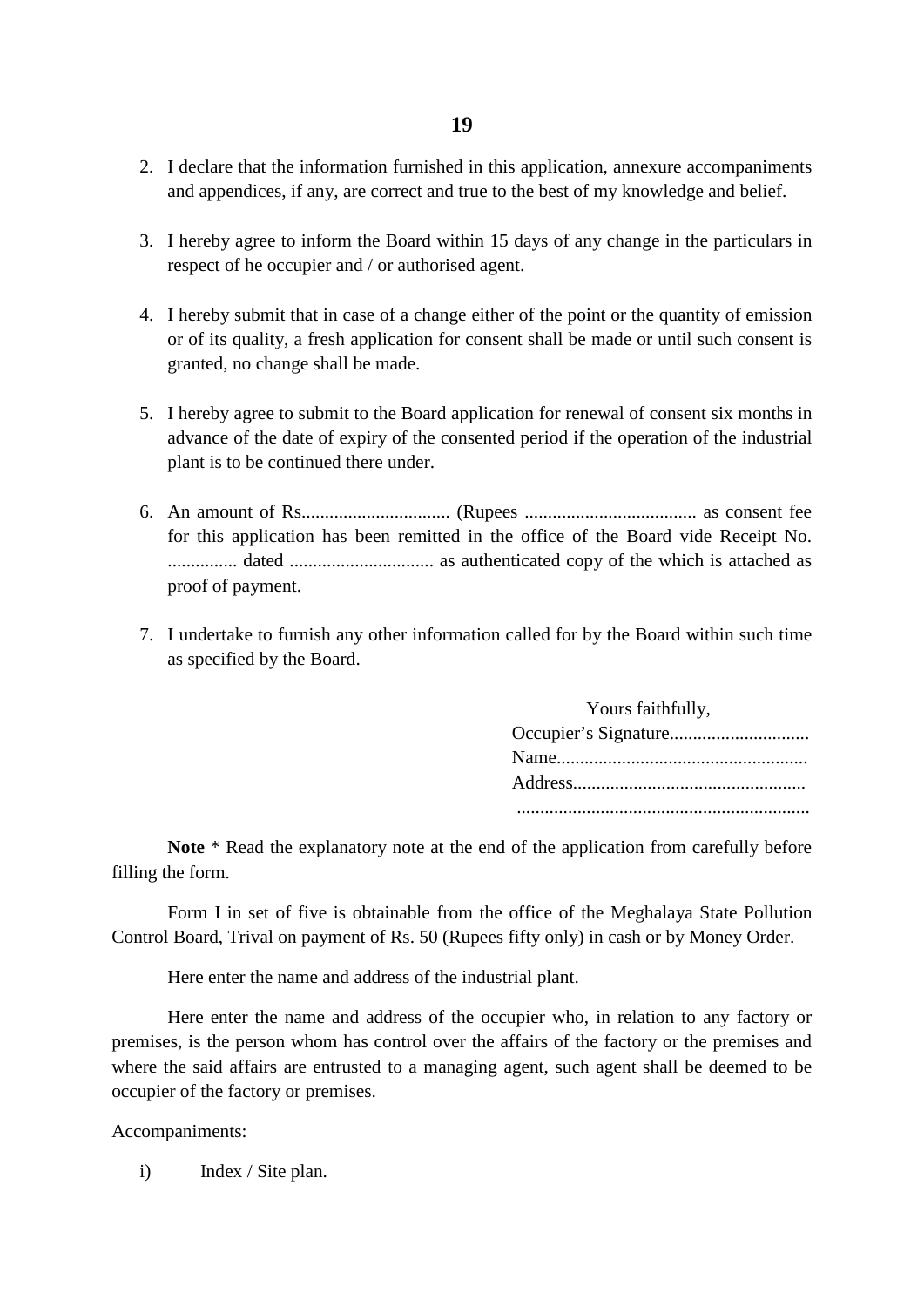2. I declare that the information furnished in this application, annexure accompaniments and appendices, if any, are correct and true to the best of my knowledge and belief.

3. I hereby agree to inform the Board within 15 days of any change in the particulars in respect of he occupier and / or authorised agent.

4. I hereby submit that in case of a change either of the point or the quantity of emission or of its quality, a fresh application for consent shall be made or until such consent is granted, no change shall be made.

5. I hereby agree to submit to the Board application for renewal of consent six months in advance of the date of expiry of the consented period if the operation of the industrial plant is to be continued there under.

6. An amount of Rs................................ (Rupees ..................................... as consent fee for this application has been remitted in the office of the Board vide Receipt No. ............... dated ............................... as authenticated copy of the which is attached as proof of payment.

7. I undertake to furnish any other information called for by the Board within such time as specified by the Board.

Yours faithfully,
Occupier's Signature.............................
Name.....................................................
Address.................................................
..............................................................

**Note** * Read the explanatory note at the end of the application from carefully before filling the form.

Form I in set of five is obtainable from the office of the Meghalaya State Pollution Control Board, Trival on payment of Rs. 50 (Rupees fifty only) in cash or by Money Order.

Here enter the name and address of the industrial plant.

Here enter the name and address of the occupier who, in relation to any factory or premises, is the person whom has control over the affairs of the factory or the premises and where the said affairs are entrusted to a managing agent, such agent shall be deemed to be occupier of the factory or premises.

Accompaniments:

i) Index / Site plan.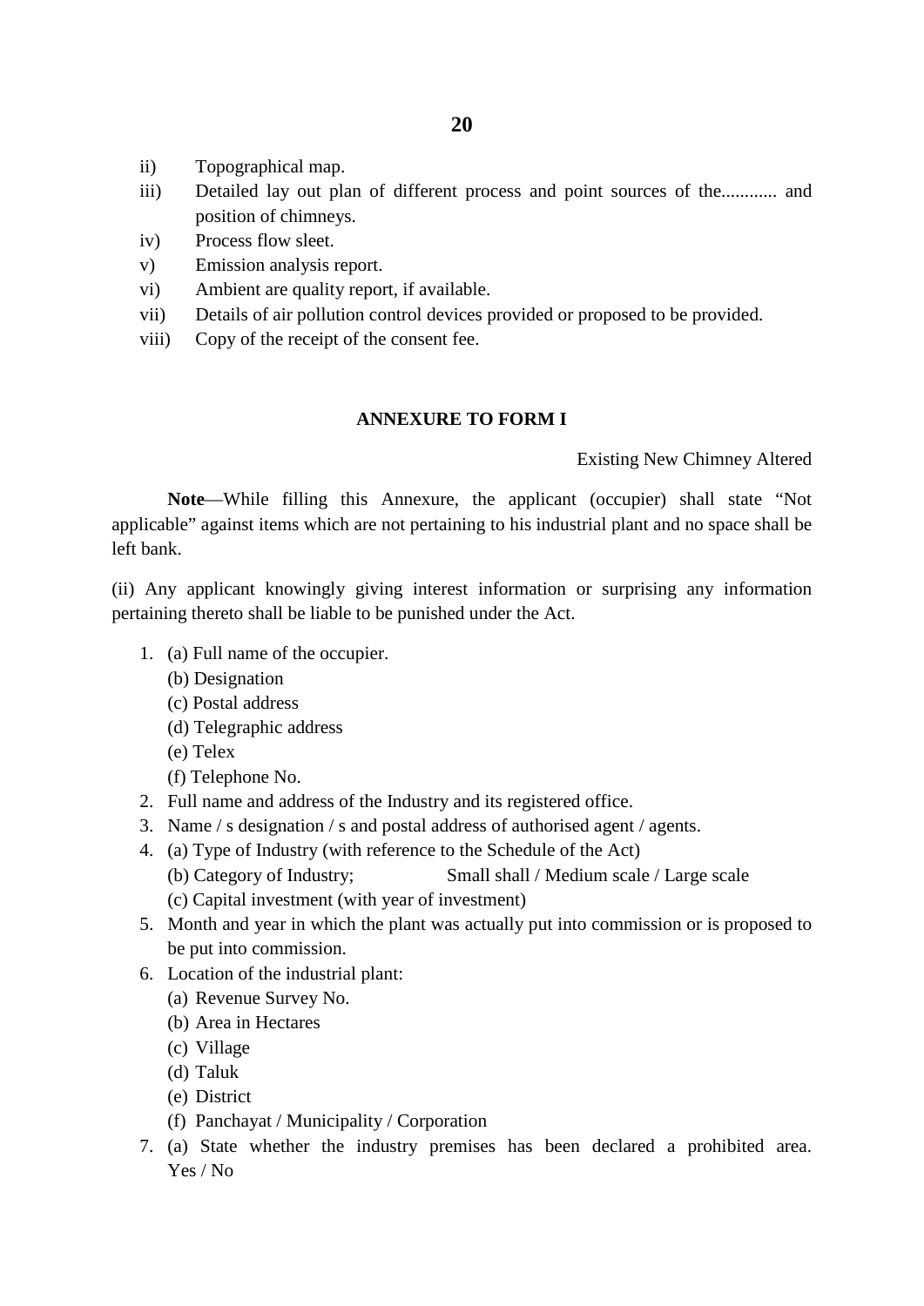ii) Topographical map.

iii) Detailed lay out plan of different process and point sources of the............ and position of chimneys.

iv) Process flow sleet.

v) Emission analysis report.

vi) Ambient are quality report, if available.

vii) Details of air pollution control devices provided or proposed to be provided.

viii) Copy of the receipt of the consent fee.

## ANNEXURE TO FORM I

Existing New Chimney Altered

**Note**—While filling this Annexure, the applicant (occupier) shall state "Not applicable" against items which are not pertaining to his industrial plant and no space shall be left bank.

(ii) Any applicant knowingly giving interest information or surprising any information pertaining thereto shall be liable to be punished under the Act.

1. (a) Full name of the occupier.
   (b) Designation
   (c) Postal address
   (d) Telegraphic address
   (e) Telex
   (f) Telephone No.
2. Full name and address of the Industry and its registered office.
3. Name / s designation / s and postal address of authorised agent / agents.
4. (a) Type of Industry (with reference to the Schedule of the Act)
   (b) Category of Industry; Small shall / Medium scale / Large scale
   (c) Capital investment (with year of investment)
5. Month and year in which the plant was actually put into commission or is proposed to be put into commission.
6. Location of the industrial plant:
   (a) Revenue Survey No.
   (b) Area in Hectares
   (c) Village
   (d) Taluk
   (e) District
   (f) Panchayat / Municipality / Corporation
7. (a) State whether the industry premises has been declared a prohibited area. Yes / No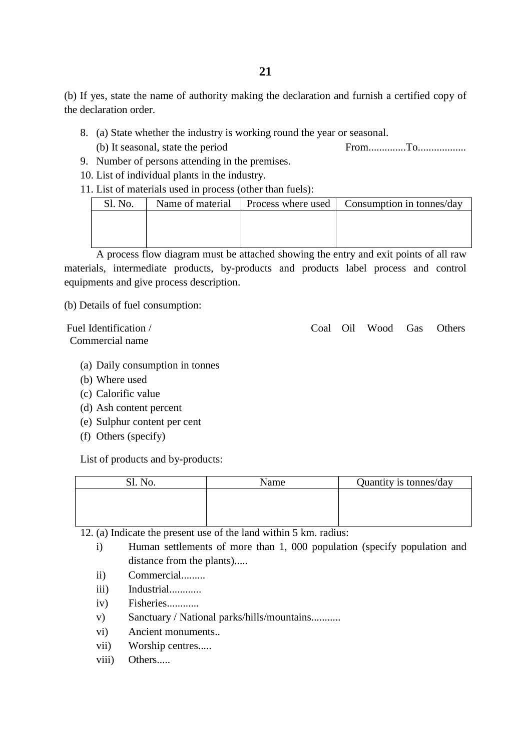(b) If yes, state the name of authority making the declaration and furnish a certified copy of the declaration order.

8. (a) State whether the industry is working round the year or seasonal.

   (b) It seasonal, state the period From.............To..................

9. Number of persons attending in the premises.

10. List of individual plants in the industry.

11. List of materials used in process (other than fuels):

| Sl. No. | Name of material | Process where used | Consumption in tonnes/day |
|---|---|---|---|
| | | | |

A process flow diagram must be attached showing the entry and exit points of all raw materials, intermediate products, by-products and products label process and control equipments and give process description.

(b) Details of fuel consumption:

Fuel Identification / Commercial name — Coal Oil Wood Gas Others

(a) Daily consumption in tonnes
(b) Where used
(c) Calorific value
(d) Ash content percent
(e) Sulphur content per cent
(f) Others (specify)

List of products and by-products:

| Sl. No. | Name | Quantity is tonnes/day |
|---|---|---|
| | | |

12. (a) Indicate the present use of the land within 5 km. radius:

    i) Human settlements of more than 1, 000 population (specify population and distance from the plants).....
    ii) Commercial.........
    iii) Industrial............
    iv) Fisheries............
    v) Sanctuary / National parks/hills/mountains...........
    vi) Ancient monuments..
    vii) Worship centres.....
    viii) Others.....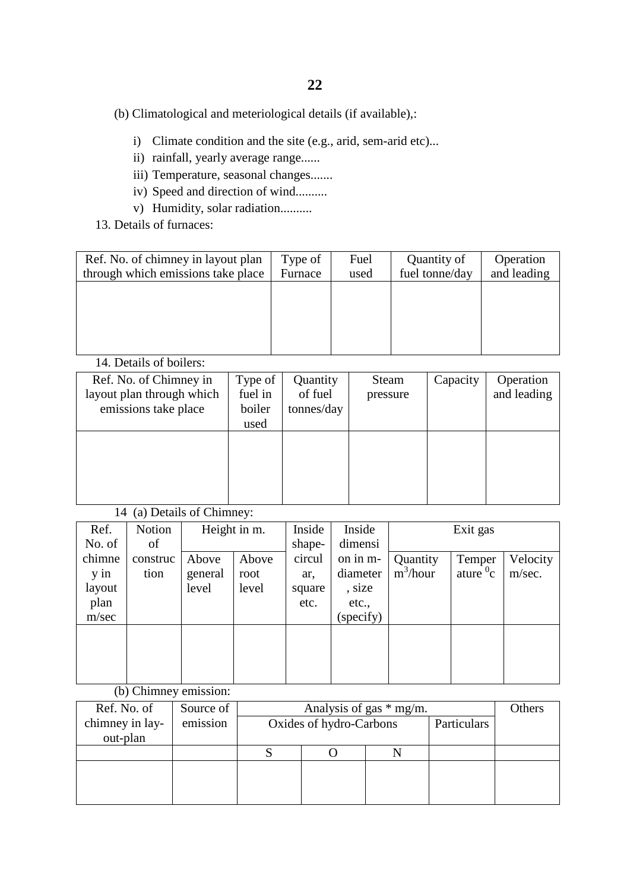(b) Climatological and meteriological details (if available),:

i) Climate condition and the site (e.g., arid, sem-arid etc)...
ii) rainfall, yearly average range......
iii) Temperature, seasonal changes.......
iv) Speed and direction of wind..........
v) Humidity, solar radiation..........

13. Details of furnaces:

| Ref. No. of chimney in layout plan through which emissions take place | Type of Furnace | Fuel used | Quantity of fuel tonne/day | Operation and leading |
|---|---|---|---|---|
| | | | | |

14. Details of boilers:

| Ref. No. of Chimney in layout plan through which emissions take place | Type of fuel in boiler used | Quantity of fuel tonnes/day | Steam pressure | Capacity | Operation and leading |
|---|---|---|---|---|---|
| | | | | | |

14 (a) Details of Chimney:

| Ref. No. of chimney in layout plan m/sec | Notion of construction | Height in m. | | Inside shape- circular, square etc. | Inside dimension in m- diameter, size etc., (specify) | Exit gas | | |
|---|---|---|---|---|---|---|---|---|
| | | Above general level | Above root level | | | Quantity $m^3$/hour | Temperature $^0c$ | Velocity m/sec. |
| | | | | | | | | |

(b) Chimney emission:

| Ref. No. of chimney in lay-out-plan | Source of emission | Analysis of gas * mg/m. | | | | Others |
|---|---|---|---|---|---|---|
| | | Oxides of hydro-Carbons | | | Particulars | |
| | | S | O | N | | |
| | | | | | | |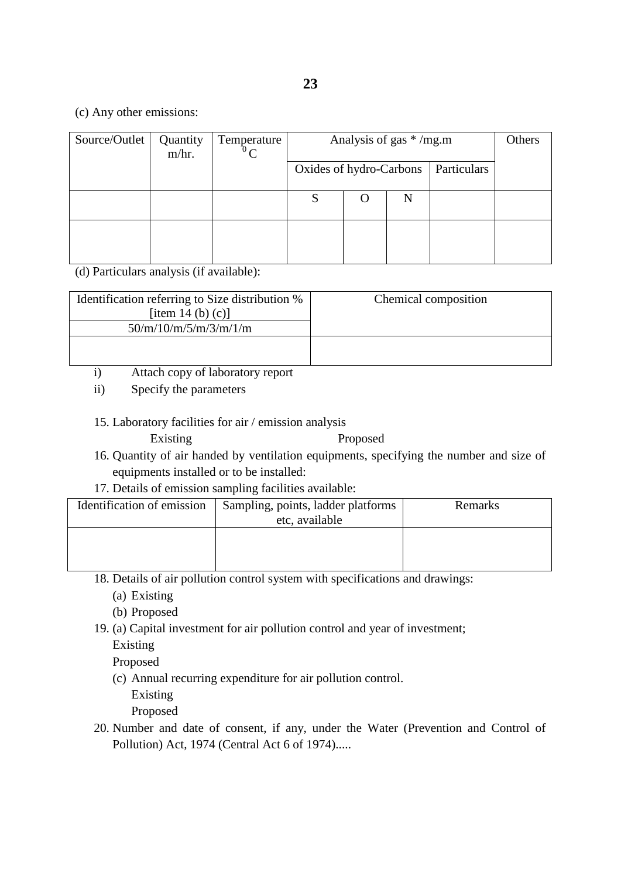(c) Any other emissions:

| Source/Outlet | Quantity m/hr. | Temperature $^{0}C$ | Analysis of gas * /mg.m | | | | Others |
|---|---|---|---|---|---|---|---|
| | | | Oxides of hydro-Carbons | | | Particulars | |
| | | | S | O | N | | |
| | | | | | | | |

(d) Particulars analysis (if available):

| Identification referring to Size distribution % [item 14 (b) (c)] | Chemical composition |
|---|---|
| 50/m/10/m/5/m/3/m/1/m | |
| | |

i) Attach copy of laboratory report

ii) Specify the parameters

15. Laboratory facilities for air / emission analysis

    Existing Proposed

16. Quantity of air handed by ventilation equipments, specifying the number and size of equipments installed or to be installed:

17. Details of emission sampling facilities available:

| Identification of emission | Sampling, points, ladder platforms etc, available | Remarks |
|---|---|---|
| | | |

18. Details of air pollution control system with specifications and drawings:
    (a) Existing
    (b) Proposed

19. (a) Capital investment for air pollution control and year of investment;

    Existing

    Proposed

    (c) Annual recurring expenditure for air pollution control.

    Existing

    Proposed

20. Number and date of consent, if any, under the Water (Prevention and Control of Pollution) Act, 1974 (Central Act 6 of 1974).....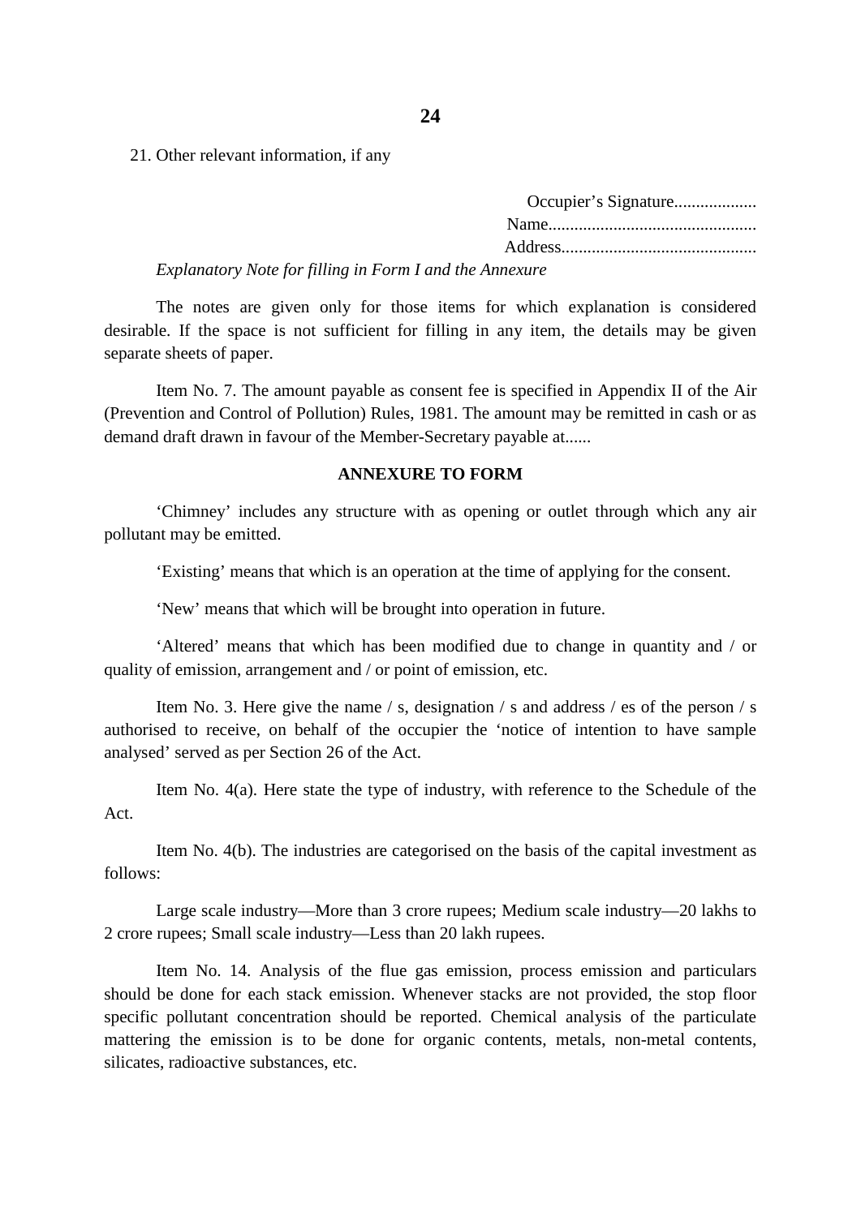21. Other relevant information, if any

Occupier's Signature..................

Name...............................................

Address............................................

*Explanatory Note for filling in Form I and the Annexure*

The notes are given only for those items for which explanation is considered desirable. If the space is not sufficient for filling in any item, the details may be given separate sheets of paper.

Item No. 7. The amount payable as consent fee is specified in Appendix II of the Air (Prevention and Control of Pollution) Rules, 1981. The amount may be remitted in cash or as demand draft drawn in favour of the Member-Secretary payable at......

**ANNEXURE TO FORM**

'Chimney' includes any structure with as opening or outlet through which any air pollutant may be emitted.

'Existing' means that which is an operation at the time of applying for the consent.

'New' means that which will be brought into operation in future.

'Altered' means that which has been modified due to change in quantity and / or quality of emission, arrangement and / or point of emission, etc.

Item No. 3. Here give the name / s, designation / s and address / es of the person / s authorised to receive, on behalf of the occupier the 'notice of intention to have sample analysed' served as per Section 26 of the Act.

Item No. 4(a). Here state the type of industry, with reference to the Schedule of the Act.

Item No. 4(b). The industries are categorised on the basis of the capital investment as follows:

Large scale industry—More than 3 crore rupees; Medium scale industry—20 lakhs to 2 crore rupees; Small scale industry—Less than 20 lakh rupees.

Item No. 14. Analysis of the flue gas emission, process emission and particulars should be done for each stack emission. Whenever stacks are not provided, the stop floor specific pollutant concentration should be reported. Chemical analysis of the particulate mattering the emission is to be done for organic contents, metals, non-metal contents, silicates, radioactive substances, etc.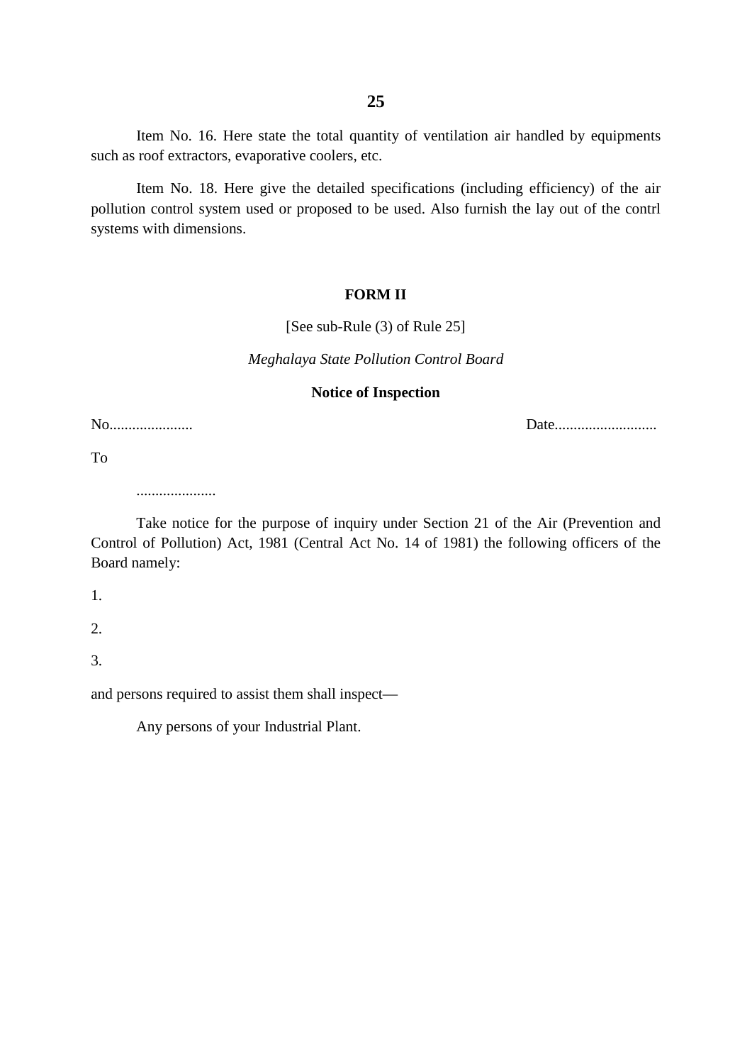Item No. 16. Here state the total quantity of ventilation air handled by equipments such as roof extractors, evaporative coolers, etc.

Item No. 18. Here give the detailed specifications (including efficiency) of the air pollution control system used or proposed to be used. Also furnish the lay out of the contrl systems with dimensions.

**FORM II**

[See sub-Rule (3) of Rule 25]

*Meghalaya State Pollution Control Board*

**Notice of Inspection**

No...................... Date...........................

To

.....................

Take notice for the purpose of inquiry under Section 21 of the Air (Prevention and Control of Pollution) Act, 1981 (Central Act No. 14 of 1981) the following officers of the Board namely:

1.

2.

3.

and persons required to assist them shall inspect—

Any persons of your Industrial Plant.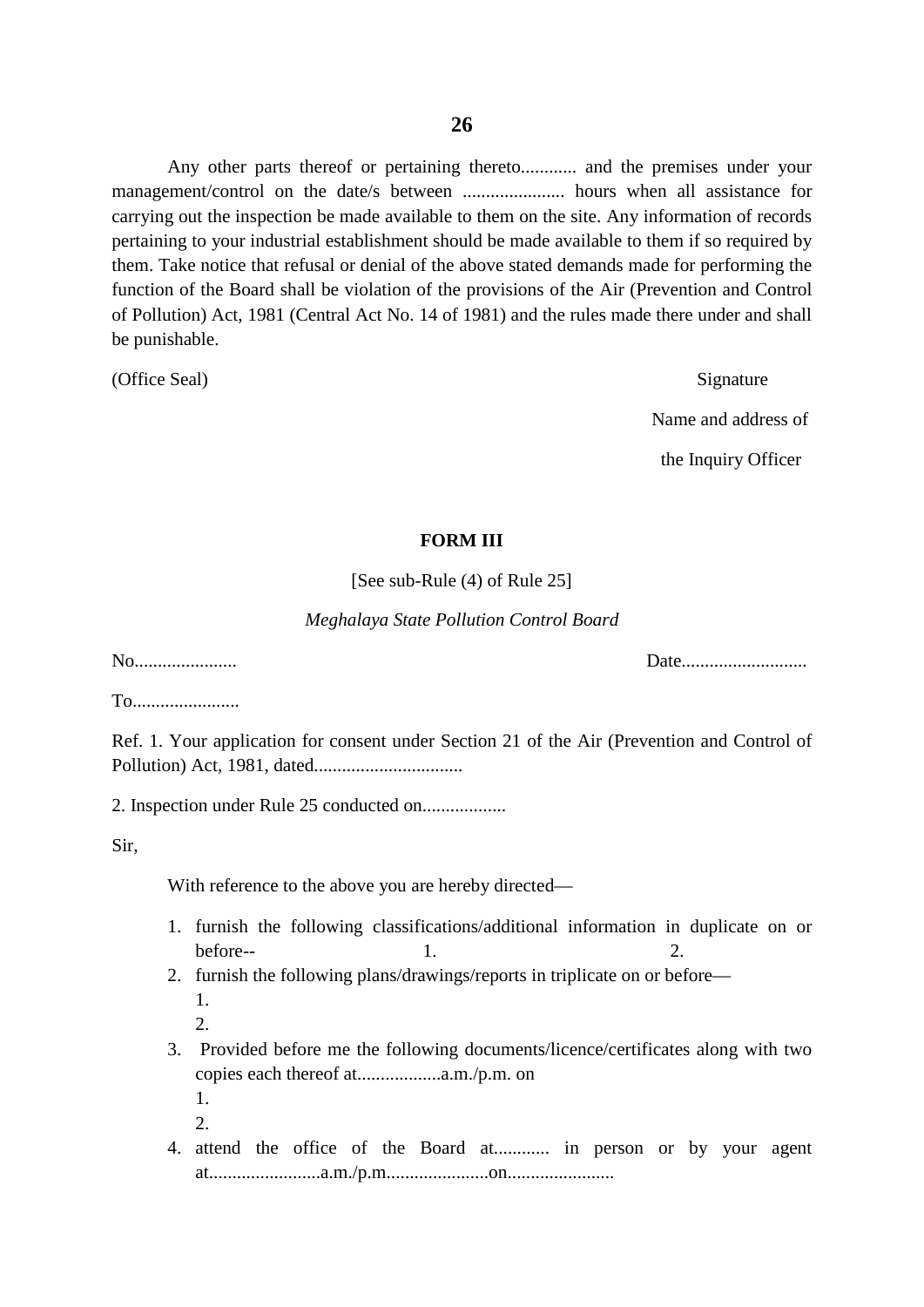Any other parts thereof or pertaining thereto............ and the premises under your management/control on the date/s between ...................... hours when all assistance for carrying out the inspection be made available to them on the site. Any information of records pertaining to your industrial establishment should be made available to them if so required by them. Take notice that refusal or denial of the above stated demands made for performing the function of the Board shall be violation of the provisions of the Air (Prevention and Control of Pollution) Act, 1981 (Central Act No. 14 of 1981) and the rules made there under and shall be punishable.

(Office Seal)

Signature

Name and address of

the Inquiry Officer

**FORM III**

[See sub-Rule (4) of Rule 25]

*Meghalaya State Pollution Control Board*

No......................

Date...........................

To.......................

Ref. 1. Your application for consent under Section 21 of the Air (Prevention and Control of Pollution) Act, 1981, dated................................

2. Inspection under Rule 25 conducted on..................

Sir,

With reference to the above you are hereby directed—

1. furnish the following classifications/additional information in duplicate on or before-- 1. 2.
2. furnish the following plans/drawings/reports in triplicate on or before—
   1.
   2.
3. Provided before me the following documents/licence/certificates along with two copies each thereof at..................a.m./p.m. on
   1.
   2.
4. attend the office of the Board at............ in person or by your agent at........................a.m./p.m.....................on.......................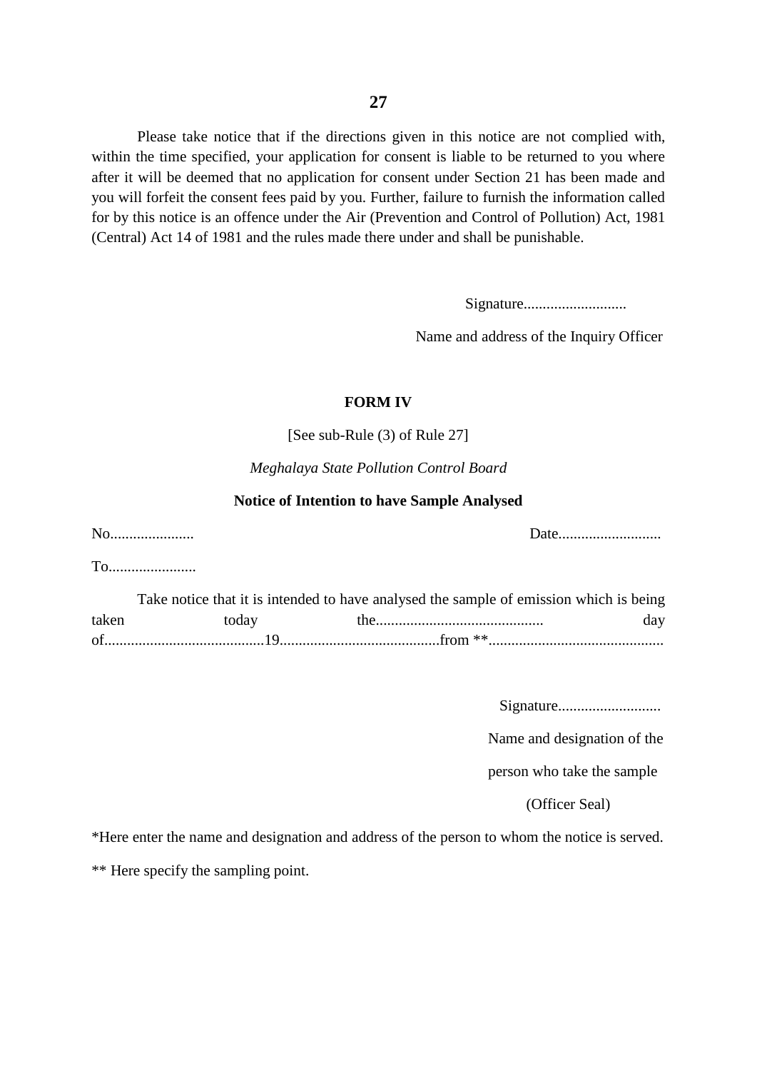Please take notice that if the directions given in this notice are not complied with, within the time specified, your application for consent is liable to be returned to you where after it will be deemed that no application for consent under Section 21 has been made and you will forfeit the consent fees paid by you. Further, failure to furnish the information called for by this notice is an offence under the Air (Prevention and Control of Pollution) Act, 1981 (Central) Act 14 of 1981 and the rules made there under and shall be punishable.

Signature...........................

Name and address of the Inquiry Officer

## FORM IV

[See sub-Rule (3) of Rule 27]

*Meghalaya State Pollution Control Board*

**Notice of Intention to have Sample Analysed**

No...................... Date...........................

To.......................

Take notice that it is intended to have analysed the sample of emission which is being taken today the............................................ day of..........................................19.........................................from **.............................................

Signature...........................

Name and designation of the person who take the sample

(Officer Seal)

*Here enter the name and designation and address of the person to whom the notice is served.

** Here specify the sampling point.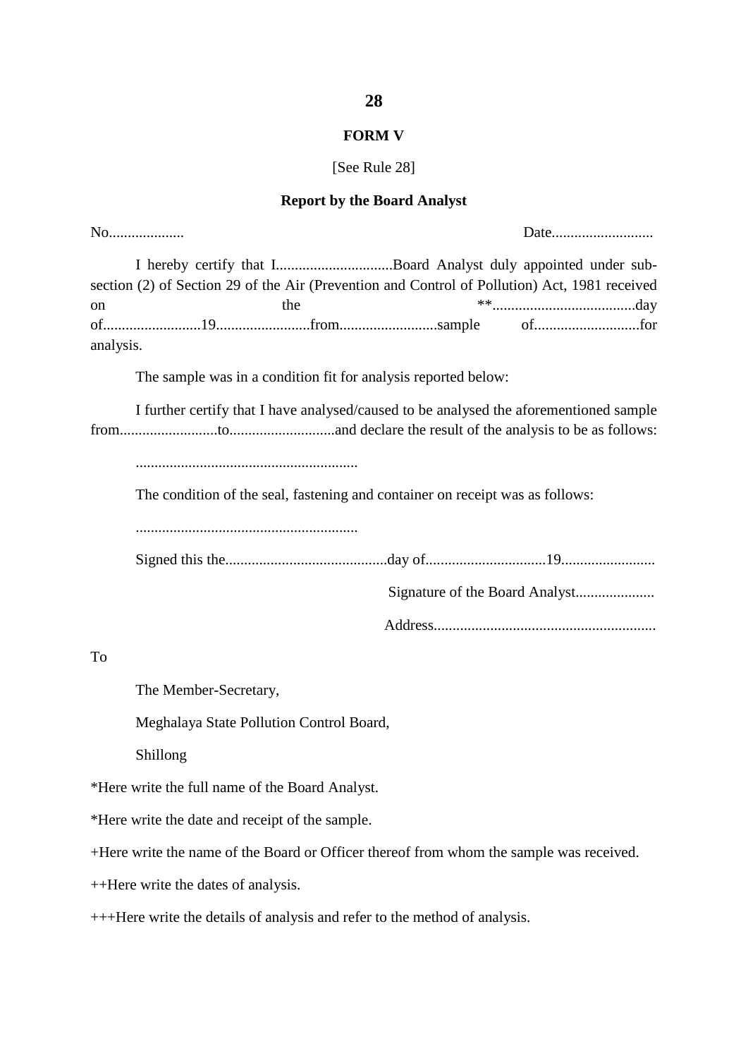## FORM V

[See Rule 28]

### Report by the Board Analyst

No.................... Date...........................

I hereby certify that I...............................Board Analyst duly appointed under sub-section (2) of Section 29 of the Air (Prevention and Control of Pollution) Act, 1981 received on the **......................................day of..........................19.........................from..........................sample of............................for analysis.

The sample was in a condition fit for analysis reported below:

I further certify that I have analysed/caused to be analysed the aforementioned sample from..........................to............................and declare the result of the analysis to be as follows:

...........................................................

The condition of the seal, fastening and container on receipt was as follows:

...........................................................

Signed this the...........................................day of................................19.........................

Signature of the Board Analyst.....................

Address...........................................................

To

The Member-Secretary,

Meghalaya State Pollution Control Board,

Shillong

*Here write the full name of the Board Analyst.

*Here write the date and receipt of the sample.

+Here write the name of the Board or Officer thereof from whom the sample was received.

++Here write the dates of analysis.

+++Here write the details of analysis and refer to the method of analysis.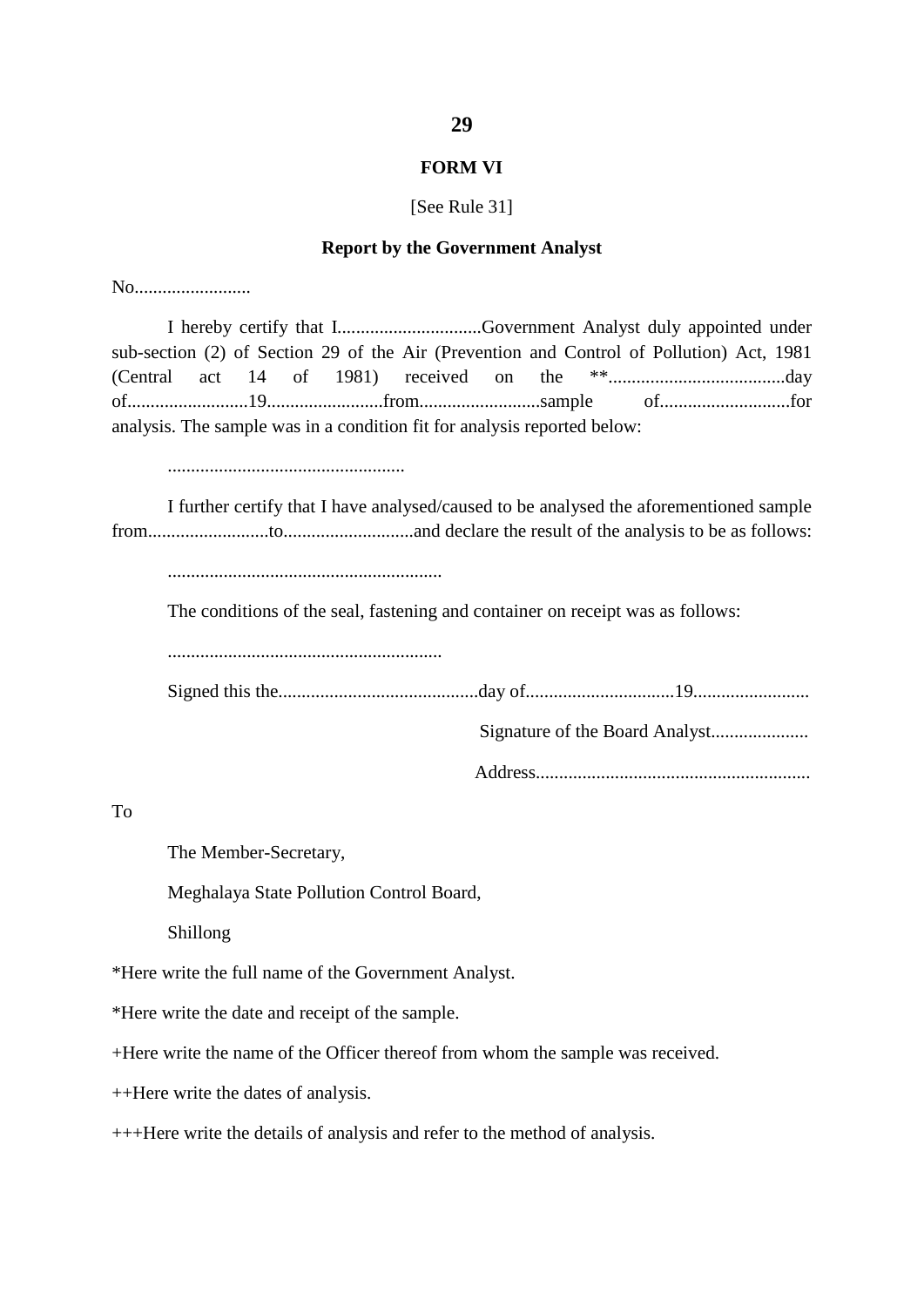## FORM VI

[See Rule 31]

**Report by the Government Analyst**

No.........................

I hereby certify that I...............................Government Analyst duly appointed under sub-section (2) of Section 29 of the Air (Prevention and Control of Pollution) Act, 1981 (Central act 14 of 1981) received on the **......................................day of..........................19.........................from..........................sample of............................for analysis. The sample was in a condition fit for analysis reported below:

..................................................

I further certify that I have analysed/caused to be analysed the aforementioned sample from..........................to............................and declare the result of the analysis to be as follows:

...........................................................

The conditions of the seal, fastening and container on receipt was as follows:

...........................................................

Signed this the...........................................day of................................19.........................

Signature of the Board Analyst.....................

Address...........................................................

To

The Member-Secretary,

Meghalaya State Pollution Control Board,

Shillong

*Here write the full name of the Government Analyst.

*Here write the date and receipt of the sample.

+Here write the name of the Officer thereof from whom the sample was received.

++Here write the dates of analysis.

+++Here write the details of analysis and refer to the method of analysis.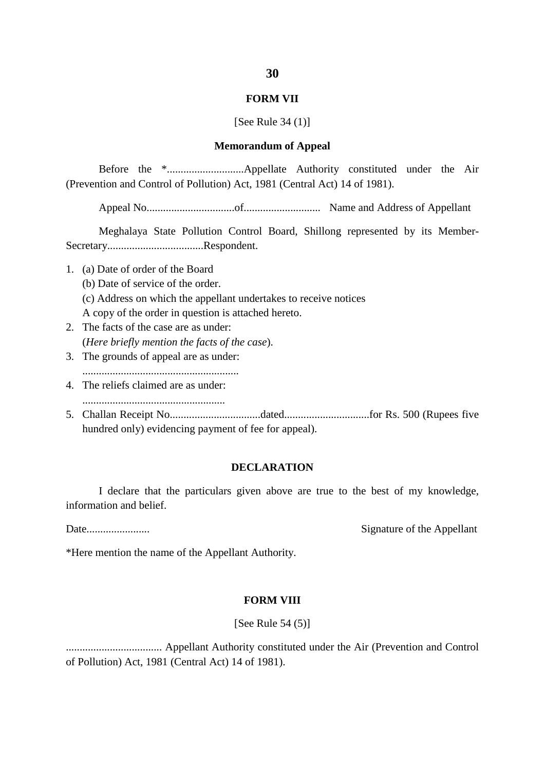## FORM VII

[See Rule 34 (1)]

### Memorandum of Appeal

Before the *............................Appellate Authority constituted under the Air (Prevention and Control of Pollution) Act, 1981 (Central Act) 14 of 1981).

Appeal No................................of............................ Name and Address of Appellant

Meghalaya State Pollution Control Board, Shillong represented by its Member-Secretary..................................Respondent.

1. (a) Date of order of the Board
   (b) Date of service of the order.
   (c) Address on which the appellant undertakes to receive notices
   A copy of the order in question is attached hereto.
2. The facts of the case are as under:
   (*Here briefly mention the facts of the case*).
3. The grounds of appeal are as under:
   .........................................................
4. The reliefs claimed are as under:
   ....................................................
5. Challan Receipt No.................................dated..............................for Rs. 500 (Rupees five hundred only) evidencing payment of fee for appeal).

### DECLARATION

I declare that the particulars given above are true to the best of my knowledge, information and belief.

Date.......................                                                                 Signature of the Appellant

*Here mention the name of the Appellant Authority.

## FORM VIII

[See Rule 54 (5)]

.................................. Appellant Authority constituted under the Air (Prevention and Control of Pollution) Act, 1981 (Central Act) 14 of 1981).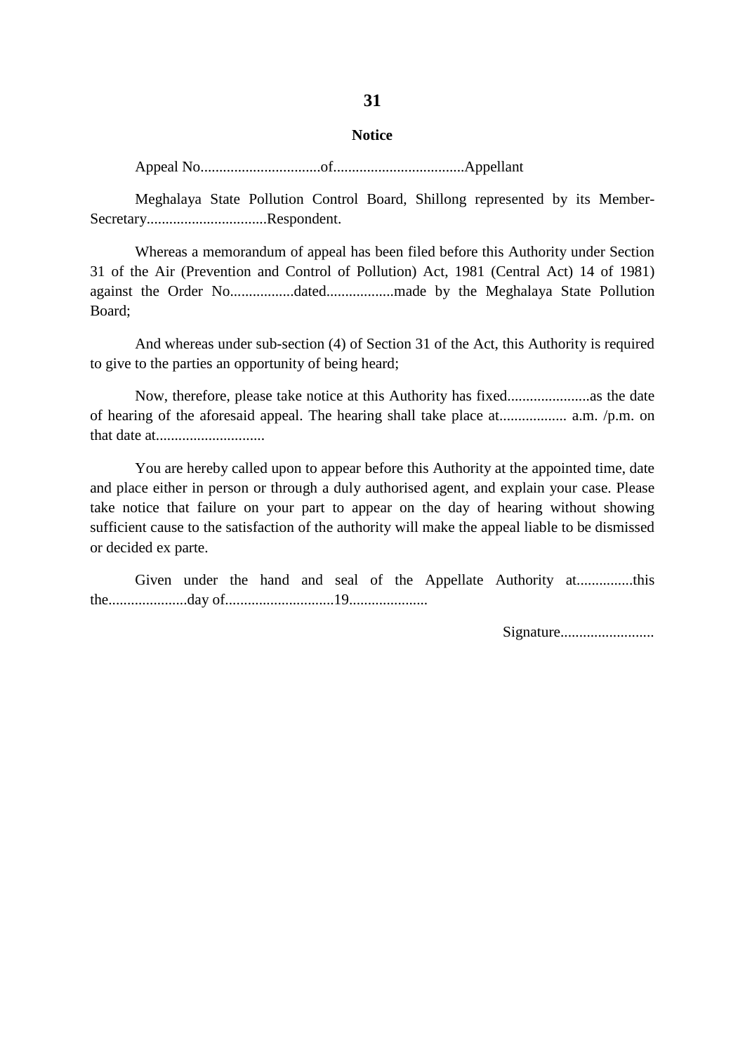**31**

**Notice**

Appeal No................................of...................................Appellant

Meghalaya State Pollution Control Board, Shillong represented by its Member-Secretary................................Respondent.

Whereas a memorandum of appeal has been filed before this Authority under Section 31 of the Air (Prevention and Control of Pollution) Act, 1981 (Central Act) 14 of 1981) against the Order No.................dated..................made by the Meghalaya State Pollution Board;

And whereas under sub-section (4) of Section 31 of the Act, this Authority is required to give to the parties an opportunity of being heard;

Now, therefore, please take notice at this Authority has fixed......................as the date of hearing of the aforesaid appeal. The hearing shall take place at.................. a.m. /p.m. on that date at.............................

You are hereby called upon to appear before this Authority at the appointed time, date and place either in person or through a duly authorised agent, and explain your case. Please take notice that failure on your part to appear on the day of hearing without showing sufficient cause to the satisfaction of the authority will make the appeal liable to be dismissed or decided ex parte.

Given under the hand and seal of the Appellate Authority at...............this the.....................day of.............................19.....................

Signature.........................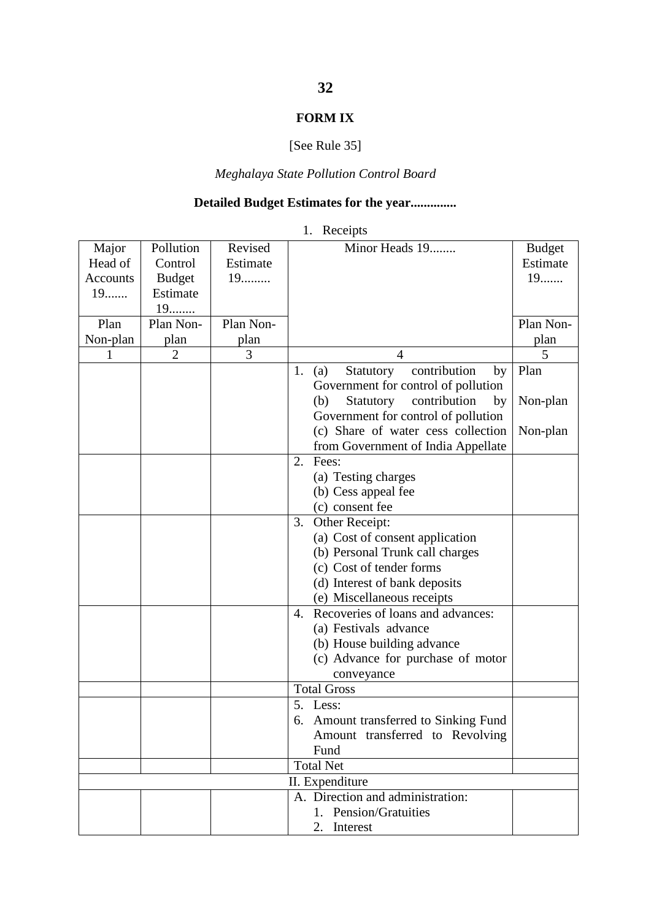## FORM IX

[See Rule 35]

*Meghalaya State Pollution Control Board*

**Detailed Budget Estimates for the year..............**

1. Receipts

| Major Head of Accounts 19....... | Pollution Control Budget Estimate 19........ | Revised Estimate 19......... | Minor Heads 19........ | Budget Estimate 19....... |
|---|---|---|---|---|
| Plan Non-plan | Plan Non-plan | Plan Non-plan | | Plan Non-plan |
| 1 | 2 | 3 | 4 | 5 |
| | | | 1. (a) Statutory contribution by Government for control of pollution<br>(b) Statutory contribution by Government for control of pollution<br>(c) Share of water cess collection from Government of India Appellate | Plan<br><br>Non-plan<br><br>Non-plan |
| | | | 2. Fees:<br>(a) Testing charges<br>(b) Cess appeal fee<br>(c) consent fee | |
| | | | 3. Other Receipt:<br>(a) Cost of consent application<br>(b) Personal Trunk call charges<br>(c) Cost of tender forms<br>(d) Interest of bank deposits<br>(e) Miscellaneous receipts | |
| | | | 4. Recoveries of loans and advances:<br>(a) Festivals advance<br>(b) House building advance<br>(c) Advance for purchase of motor conveyance | |
| | | | Total Gross | |
| | | | 5. Less:<br>6. Amount transferred to Sinking Fund Amount transferred to Revolving Fund | |
| | | | Total Net | |
| | | | II. Expenditure | |
| | | | A. Direction and administration:<br>1. Pension/Gratuities<br>2. Interest | |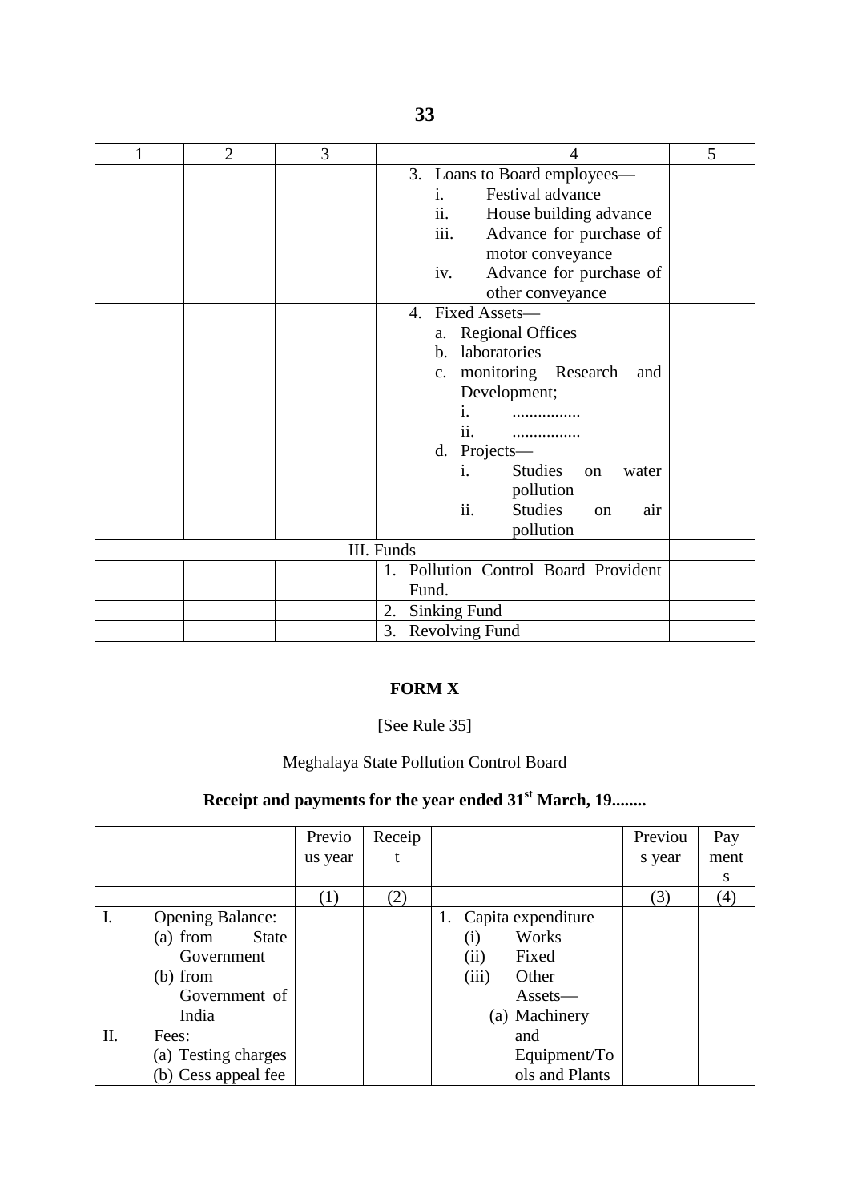| 1 | 2 | 3 | 4 | 5 |
|---|---|---|---|---|
| | | | 3. Loans to Board employees—<br>i. Festival advance<br>ii. House building advance<br>iii. Advance for purchase of motor conveyance<br>iv. Advance for purchase of other conveyance | |
| | | | 4. Fixed Assets—<br>a. Regional Offices<br>b. laboratories<br>c. monitoring Research and Development;<br>i. ................<br>ii. ................<br>d. Projects—<br>i. Studies on water pollution<br>ii. Studies on air pollution | |
| III. Funds | | | | |
| | | | 1. Pollution Control Board Provident Fund. | |
| | | | 2. Sinking Fund | |
| | | | 3. Revolving Fund | |

## FORM X

[See Rule 35]

Meghalaya State Pollution Control Board

**Receipt and payments for the year ended 31st March, 19........**

| | Previous year | Receipt | | Previous year | Payments |
|---|---|---|---|---|---|
| | (1) | (2) | | (3) | (4) |
| I. Opening Balance:<br>(a) from State Government<br>(b) from Government of India<br>II. Fees:<br>(a) Testing charges<br>(b) Cess appeal fee | | | 1. Capita expenditure<br>(i) Works<br>(ii) Fixed<br>(iii) Other Assets—<br>(a) Machinery and Equipment/Tools and Plants | | |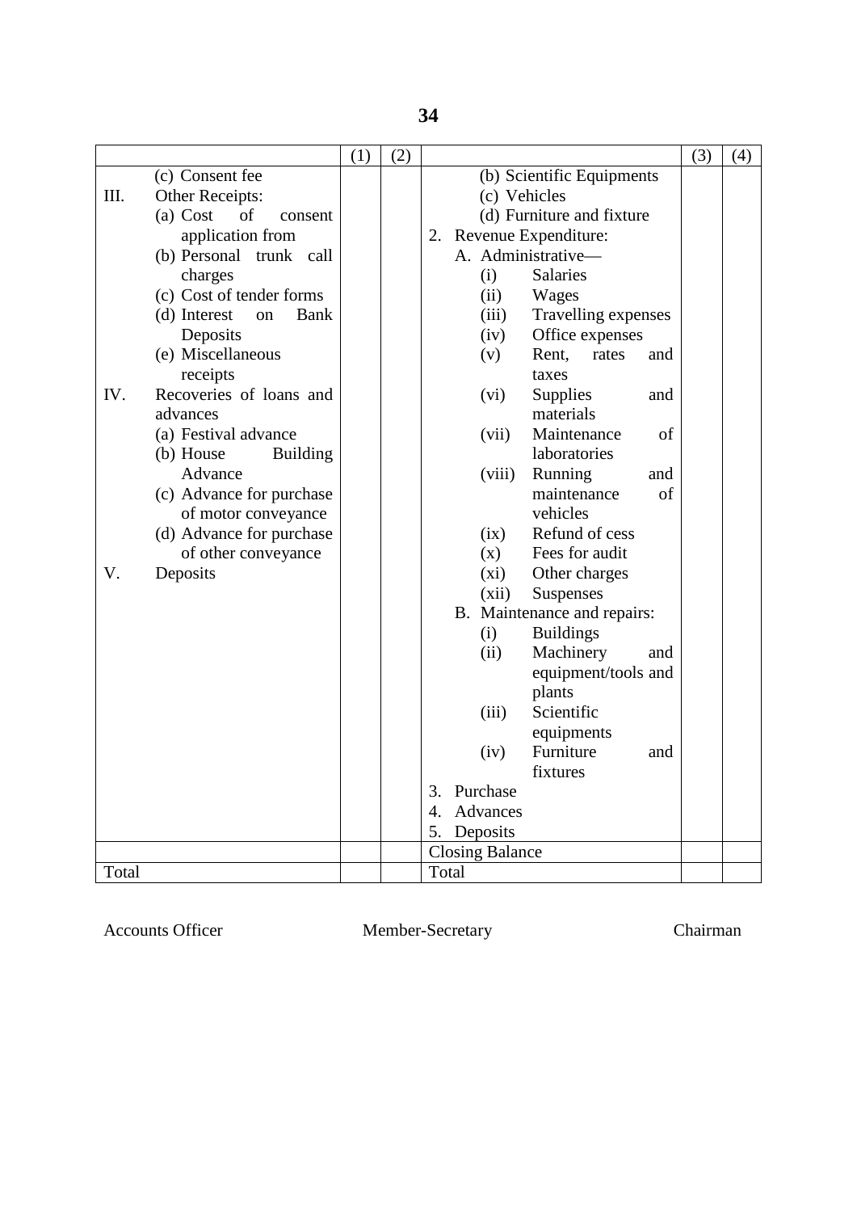| | (1) | (2) | | (3) | (4) |
|---|---|---|---|---|---|
| (c) Consent fee | | | (b) Scientific Equipments | | |
| III. Other Receipts: | | | (c) Vehicles | | |
| (a) Cost of consent application from | | | (d) Furniture and fixture | | |
| (b) Personal trunk call charges | | | 2. Revenue Expenditure: | | |
| (c) Cost of tender forms | | | A. Administrative— | | |
| (d) Interest on Bank Deposits | | | (i) Salaries | | |
| (e) Miscellaneous receipts | | | (ii) Wages | | |
| IV. Recoveries of loans and advances | | | (iii) Travelling expenses | | |
| (a) Festival advance | | | (iv) Office expenses | | |
| (b) House Building Advance | | | (v) Rent, rates and taxes | | |
| (c) Advance for purchase of motor conveyance | | | (vi) Supplies and materials | | |
| (d) Advance for purchase of other conveyance | | | (vii) Maintenance of laboratories | | |
| V. Deposits | | | (viii) Running and maintenance of vehicles | | |
| | | | (ix) Refund of cess | | |
| | | | (x) Fees for audit | | |
| | | | (xi) Other charges | | |
| | | | (xii) Suspenses | | |
| | | | B. Maintenance and repairs: | | |
| | | | (i) Buildings | | |
| | | | (ii) Machinery and equipment/tools and plants | | |
| | | | (iii) Scientific equipments | | |
| | | | (iv) Furniture and fixtures | | |
| | | | 3. Purchase | | |
| | | | 4. Advances | | |
| | | | 5. Deposits | | |
| | | | Closing Balance | | |
| Total | | | Total | | |

Accounts Officer Member-Secretary Chairman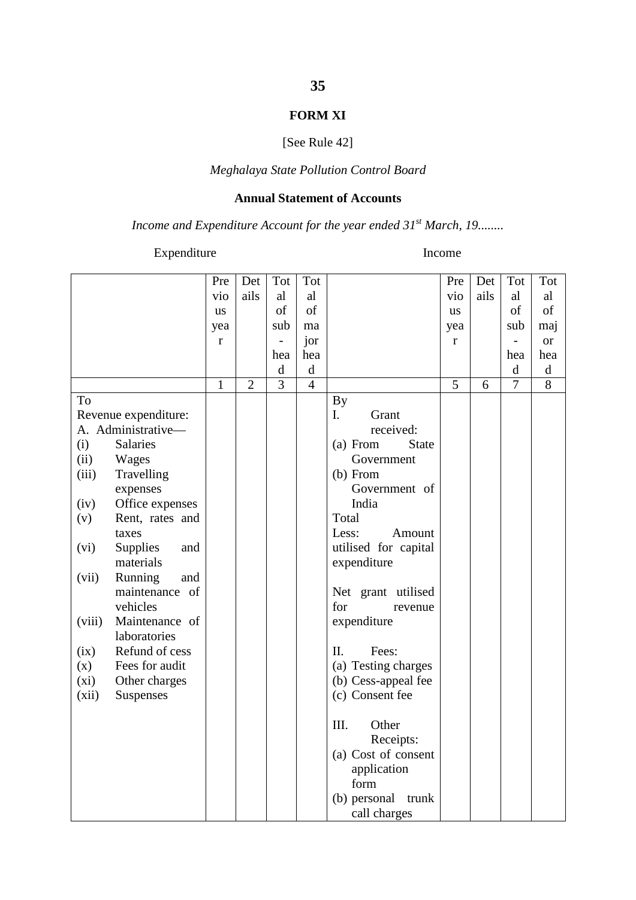**FORM XI**

[See Rule 42]

*Meghalaya State Pollution Control Board*

**Annual Statement of Accounts**

*Income and Expenditure Account for the year ended 31st March, 19........*

Expenditure | Income

| | Previous year | Details | Total of sub-head | Total of major head | | Previous year | Details | Total of sub-head | Total of major head |
|---|---|---|---|---|---|---|---|---|---|
| | 1 | 2 | 3 | 4 | | 5 | 6 | 7 | 8 |
| To | | | | | By | | | | |
| Revenue expenditure: | | | | | I. Grant received: | | | | |
| A. Administrative— | | | | | (a) From State Government | | | | |
| (i) Salaries | | | | | (b) From Government of India | | | | |
| (ii) Wages | | | | | Total | | | | |
| (iii) Travelling expenses | | | | | Less: Amount utilised for capital expenditure | | | | |
| (iv) Office expenses | | | | | | | | | |
| (v) Rent, rates and taxes | | | | | Net grant utilised for revenue expenditure | | | | |
| (vi) Supplies and materials | | | | | | | | | |
| (vii) Running and maintenance of vehicles | | | | | II. Fees: | | | | |
| (viii) Maintenance of laboratories | | | | | (a) Testing charges | | | | |
| (ix) Refund of cess | | | | | (b) Cess-appeal fee | | | | |
| (x) Fees for audit | | | | | (c) Consent fee | | | | |
| (xi) Other charges | | | | | | | | | |
| (xii) Suspenses | | | | | III. Other Receipts: | | | | |
| | | | | | (a) Cost of consent application form | | | | |
| | | | | | (b) personal trunk call charges | | | | |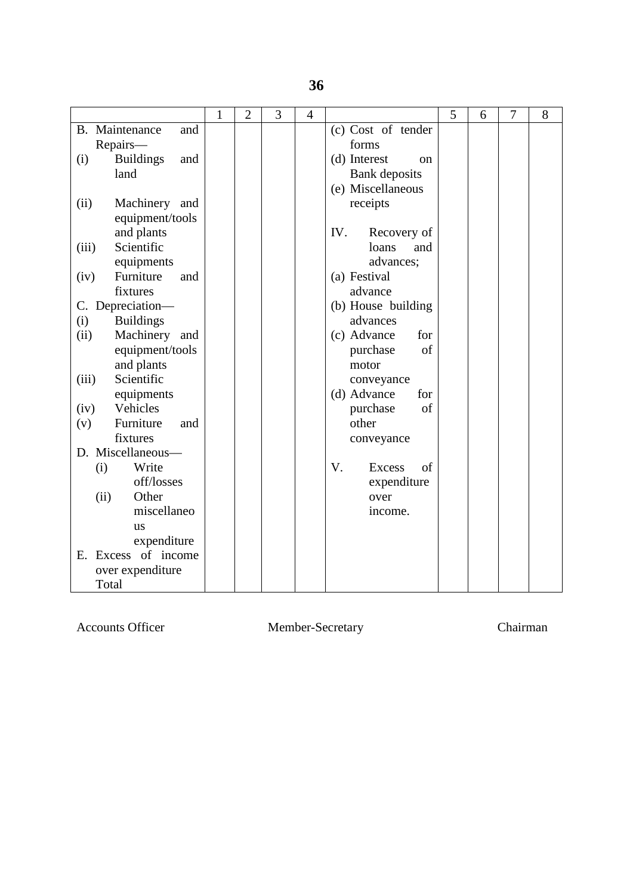| | 1 | 2 | 3 | 4 | | 5 | 6 | 7 | 8 |
|---|---|---|---|---|---|---|---|---|---|
| B. Maintenance and Repairs— | | | | | (c) Cost of tender forms | | | | |
| (i) Buildings and land | | | | | (d) Interest on Bank deposits | | | | |
| (ii) Machinery and equipment/tools and plants | | | | | (e) Miscellaneous receipts | | | | |
| (iii) Scientific equipments | | | | | IV. Recovery of loans and advances; | | | | |
| (iv) Furniture and fixtures | | | | | (a) Festival advance | | | | |
| C. Depreciation— | | | | | (b) House building advances | | | | |
| (i) Buildings | | | | | | | | | |
| (ii) Machinery and equipment/tools and plants | | | | | (c) Advance for purchase of motor conveyance | | | | |
| (iii) Scientific equipments | | | | | (d) Advance for purchase of other conveyance | | | | |
| (iv) Vehicles | | | | | | | | | |
| (v) Furniture and fixtures | | | | | | | | | |
| D. Miscellaneous— | | | | | | | | | |
| (i) Write off/losses | | | | | V. Excess of expenditure over income. | | | | |
| (ii) Other miscellaneous expenditure | | | | | | | | | |
| E. Excess of income over expenditure | | | | | | | | | |
| Total | | | | | | | | | |

Accounts Officer Member-Secretary Chairman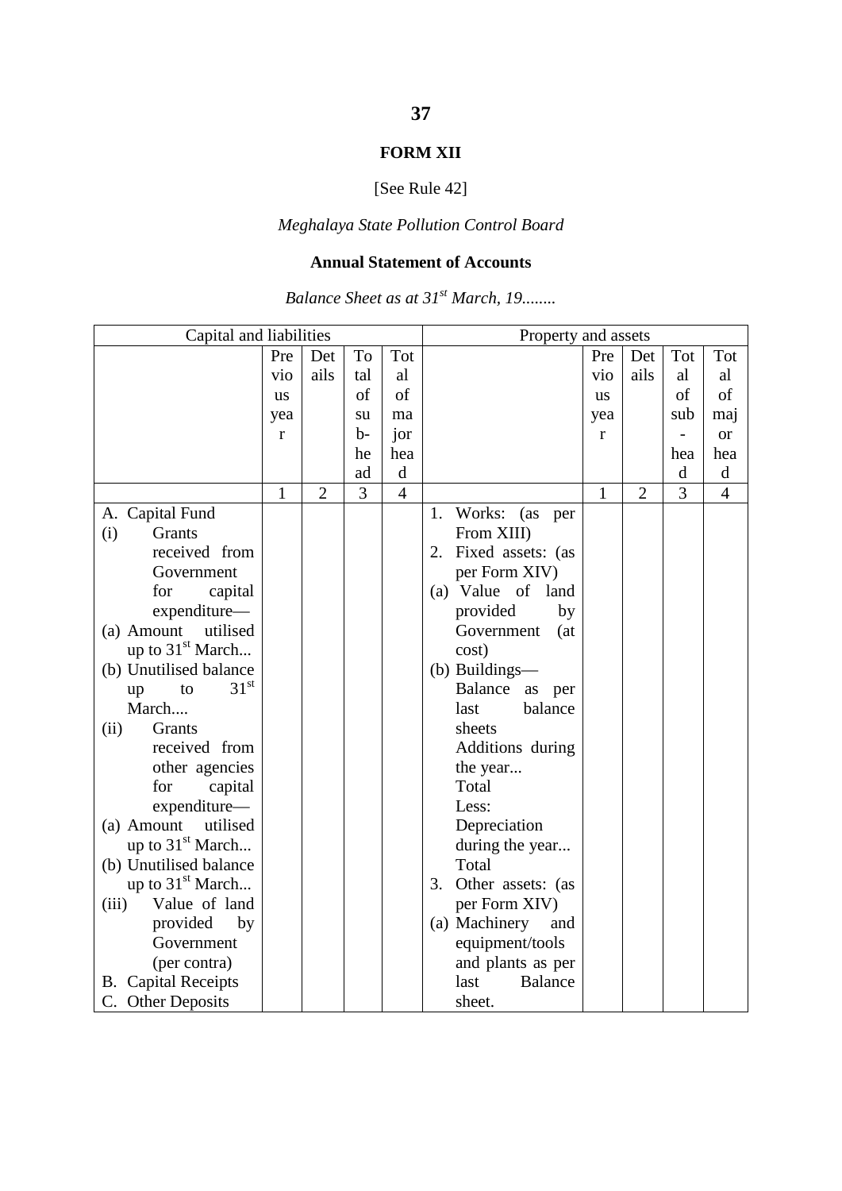## FORM XII

[See Rule 42]

*Meghalaya State Pollution Control Board*

**Annual Statement of Accounts**

*Balance Sheet as at 31st March, 19........*

| Capital and liabilities | | | | | Property and assets | | | | |
|---|---|---|---|---|---|---|---|---|---|
| | Previous year | Details | Total of sub-head | Total of major head | | Previous year | Details | Total of sub-head | Total of major head |
| | 1 | 2 | 3 | 4 | | 1 | 2 | 3 | 4 |
| A. Capital Fund<br>(i) Grants received from Government for capital expenditure—<br>(a) Amount utilised up to 31st March...<br>(b) Unutilised balance up to 31st March....<br>(ii) Grants received from other agencies for capital expenditure—<br>(a) Amount utilised up to 31st March...<br>(b) Unutilised balance up to 31st March...<br>(iii) Value of land provided by Government (per contra)<br>B. Capital Receipts<br>C. Other Deposits | | | | | 1. Works: (as per From XIII)<br>2. Fixed assets: (as per Form XIV)<br>(a) Value of land provided by Government (at cost)<br>(b) Buildings—<br>Balance as per last balance sheets<br>Additions during the year...<br>Total<br>Less: Depreciation during the year...<br>Total<br>3. Other assets: (as per Form XIV)<br>(a) Machinery and equipment/tools and plants as per last Balance sheet. | | | | |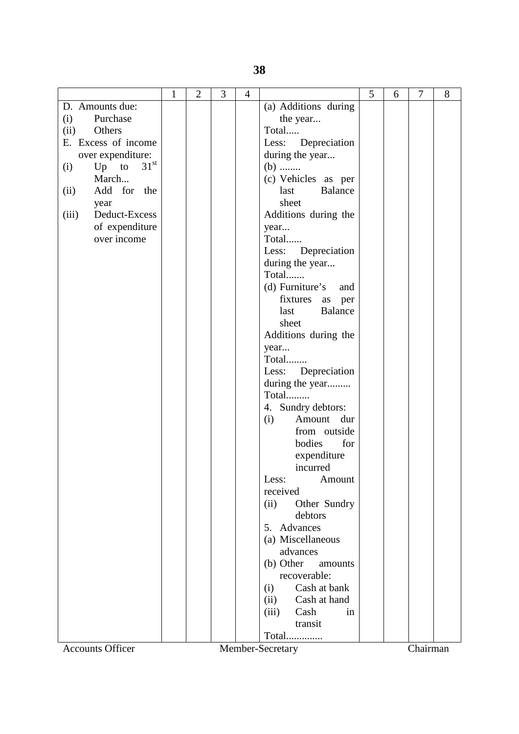| | 1 | 2 | 3 | 4 | | 5 | 6 | 7 | 8 |
|---|---|---|---|---|---|---|---|---|---|
| D. Amounts due:<br>(i) Purchase<br>(ii) Others<br>E. Excess of income over expenditure:<br>(i) Up to 31st March...<br>(ii) Add for the year<br>(iii) Deduct-Excess of expenditure over income | | | | | (a) Additions during the year...<br>Total.....<br>Less: Depreciation during the year...<br>(b) ........<br>(c) Vehicles as per last Balance sheet<br>Additions during the year...<br>Total......<br>Less: Depreciation during the year...<br>Total.......<br>(d) Furniture's and fixtures as per last Balance sheet<br>Additions during the year...<br>Total........<br>Less: Depreciation during the year.........<br>Total.........<br>4. Sundry debtors:<br>(i) Amount dur from outside bodies for expenditure incurred<br>Less: Amount received<br>(ii) Other Sundry debtors<br>5. Advances<br>(a) Miscellaneous advances<br>(b) Other amounts recoverable:<br>(i) Cash at bank<br>(ii) Cash at hand<br>(iii) Cash in transit<br>Total.............. | | | | |

Accounts Officer Member-Secretary Chairman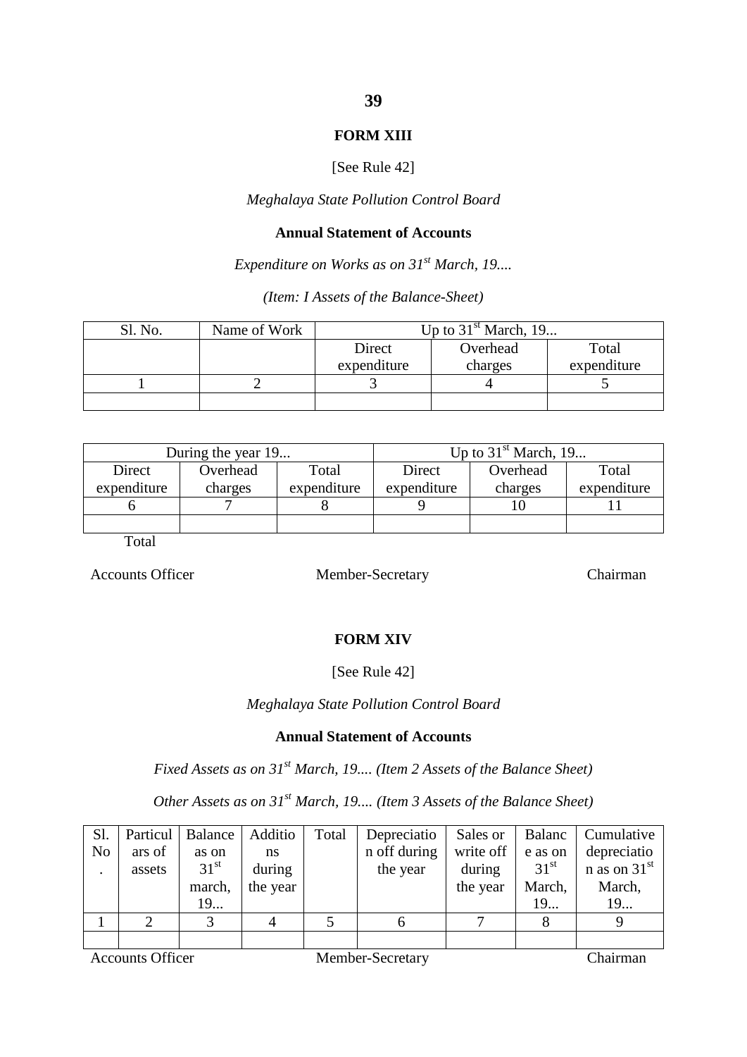## FORM XIII

[See Rule 42]

*Meghalaya State Pollution Control Board*

**Annual Statement of Accounts**

*Expenditure on Works as on 31st March, 19....*

*(Item: I Assets of the Balance-Sheet)*

| Sl. No. | Name of Work | Up to 31st March, 19... | | |
|---|---|---|---|---|
| | | Direct expenditure | Overhead charges | Total expenditure |
| 1 | 2 | 3 | 4 | 5 |
| | | | | |

| During the year 19... | | | Up to 31st March, 19... | | |
|---|---|---|---|---|---|
| Direct expenditure | Overhead charges | Total expenditure | Direct expenditure | Overhead charges | Total expenditure |
| 6 | 7 | 8 | 9 | 10 | 11 |
| | | | | | |

Total

Accounts Officer Member-Secretary Chairman

## FORM XIV

[See Rule 42]

*Meghalaya State Pollution Control Board*

**Annual Statement of Accounts**

*Fixed Assets as on 31st March, 19.... (Item 2 Assets of the Balance Sheet)*

*Other Assets as on 31st March, 19.... (Item 3 Assets of the Balance Sheet)*

| Sl. No. | Particulars of assets | Balance as on 31st march, 19... | Additions during the year | Total | Depreciation off during the year | Sales or write off during the year | Balance as on 31st March, 19... | Cumulative depreciation as on 31st March, 19... |
|---|---|---|---|---|---|---|---|---|
| 1 | 2 | 3 | 4 | 5 | 6 | 7 | 8 | 9 |
| | | | | | | | | |

Accounts Officer Member-Secretary Chairman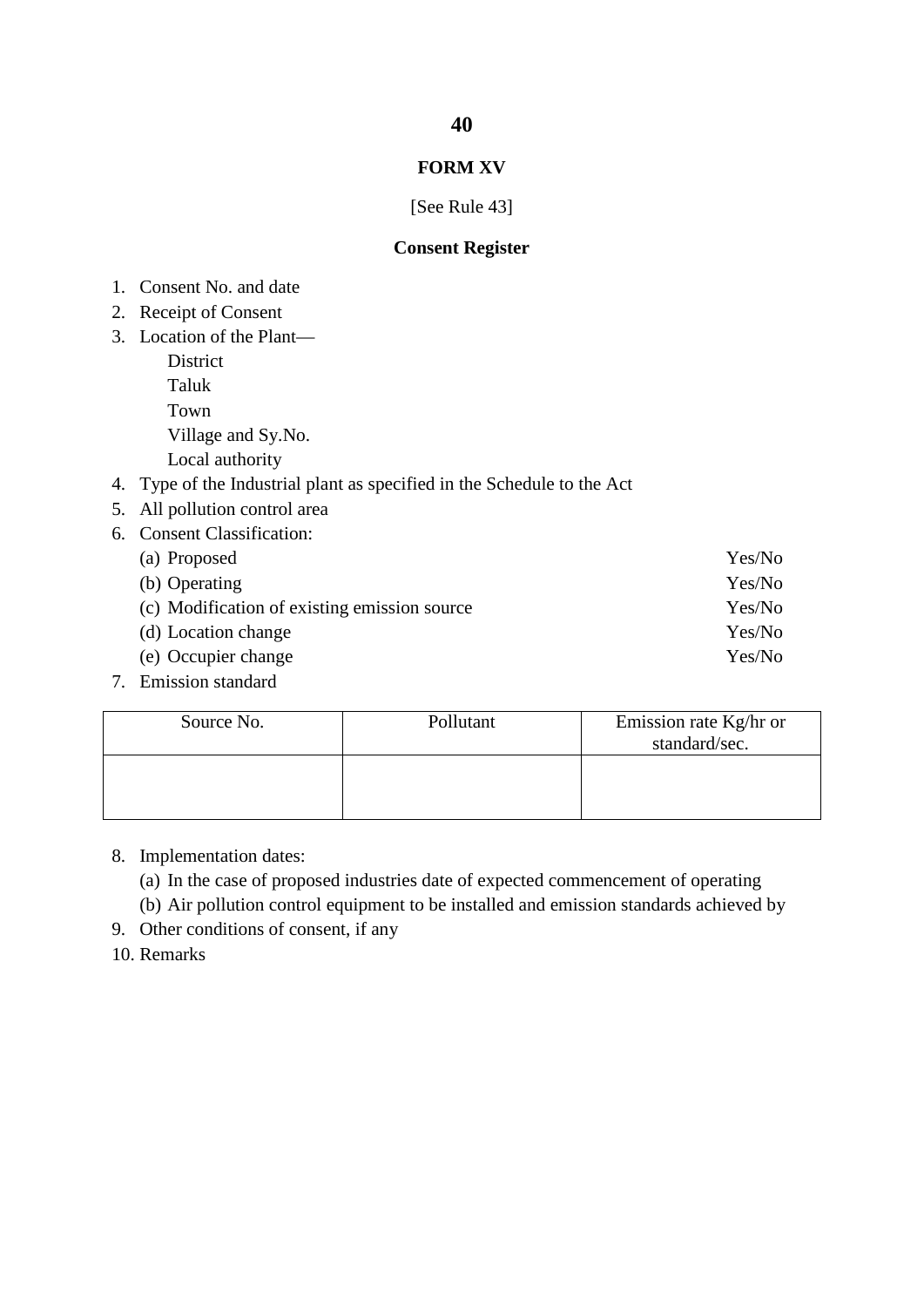# FORM XV

[See Rule 43]

## Consent Register

1. Consent No. and date
2. Receipt of Consent
3. Location of the Plant—
   - District
   - Taluk
   - Town
   - Village and Sy.No.
   - Local authority
4. Type of the Industrial plant as specified in the Schedule to the Act
5. All pollution control area
6. Consent Classification:
   - (a) Proposed Yes/No
   - (b) Operating Yes/No
   - (c) Modification of existing emission source Yes/No
   - (d) Location change Yes/No
   - (e) Occupier change Yes/No
7. Emission standard

| Source No. | Pollutant | Emission rate Kg/hr or standard/sec. |
|---|---|---|
| | | |

8. Implementation dates:
   - (a) In the case of proposed industries date of expected commencement of operating
   - (b) Air pollution control equipment to be installed and emission standards achieved by
9. Other conditions of consent, if any
10. Remarks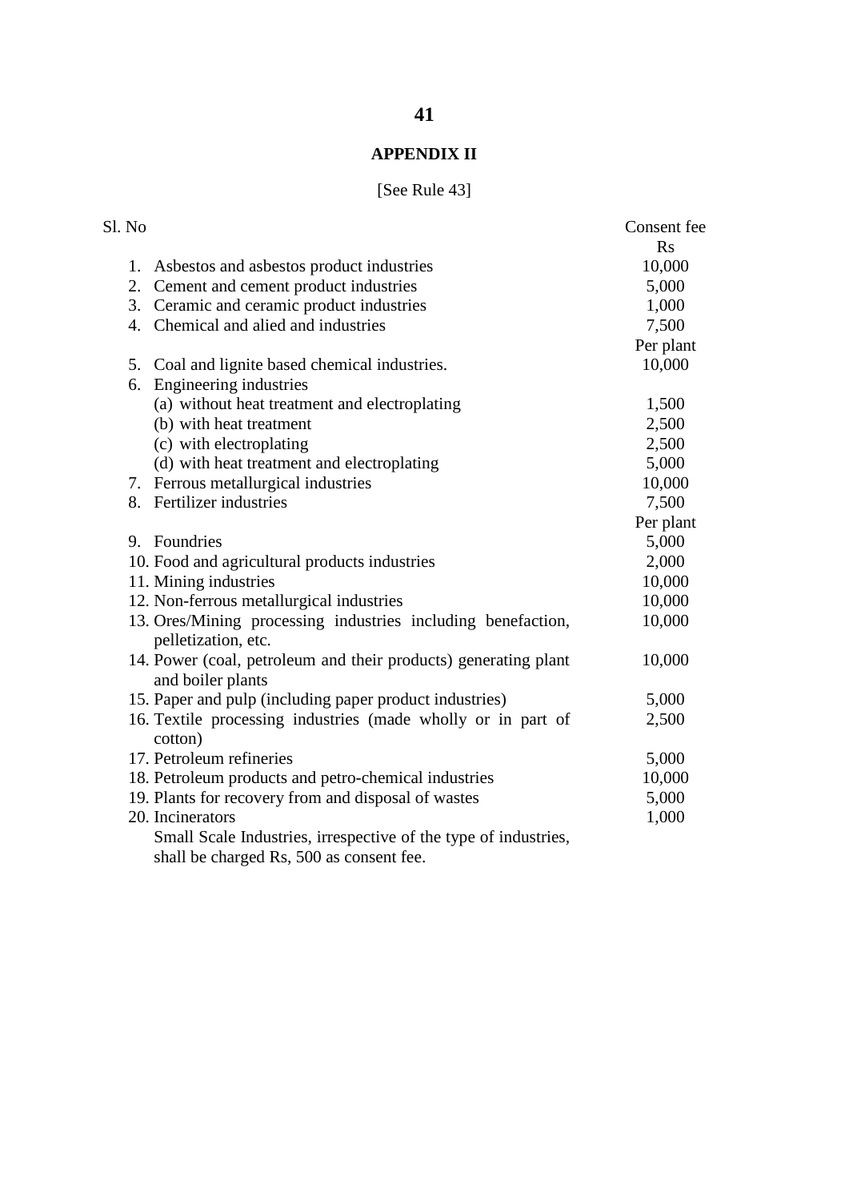## APPENDIX II

[See Rule 43]

| Sl. No | | Consent fee Rs |
|---|---|---|
| 1. | Asbestos and asbestos product industries | 10,000 |
| 2. | Cement and cement product industries | 5,000 |
| 3. | Ceramic and ceramic product industries | 1,000 |
| 4. | Chemical and alied and industries | 7,500 Per plant |
| 5. | Coal and lignite based chemical industries. | 10,000 |
| 6. | Engineering industries | |
| | (a) without heat treatment and electroplating | 1,500 |
| | (b) with heat treatment | 2,500 |
| | (c) with electroplating | 2,500 |
| | (d) with heat treatment and electroplating | 5,000 |
| 7. | Ferrous metallurgical industries | 10,000 |
| 8. | Fertilizer industries | 7,500 Per plant |
| 9. | Foundries | 5,000 |
| 10. | Food and agricultural products industries | 2,000 |
| 11. | Mining industries | 10,000 |
| 12. | Non-ferrous metallurgical industries | 10,000 |
| 13. | Ores/Mining processing industries including benefaction, pelletization, etc. | 10,000 |
| 14. | Power (coal, petroleum and their products) generating plant and boiler plants | 10,000 |
| 15. | Paper and pulp (including paper product industries) | 5,000 |
| 16. | Textile processing industries (made wholly or in part of cotton) | 2,500 |
| 17. | Petroleum refineries | 5,000 |
| 18. | Petroleum products and petro-chemical industries | 10,000 |
| 19. | Plants for recovery from and disposal of wastes | 5,000 |
| 20. | Incinerators | 1,000 |

Small Scale Industries, irrespective of the type of industries, shall be charged Rs, 500 as consent fee.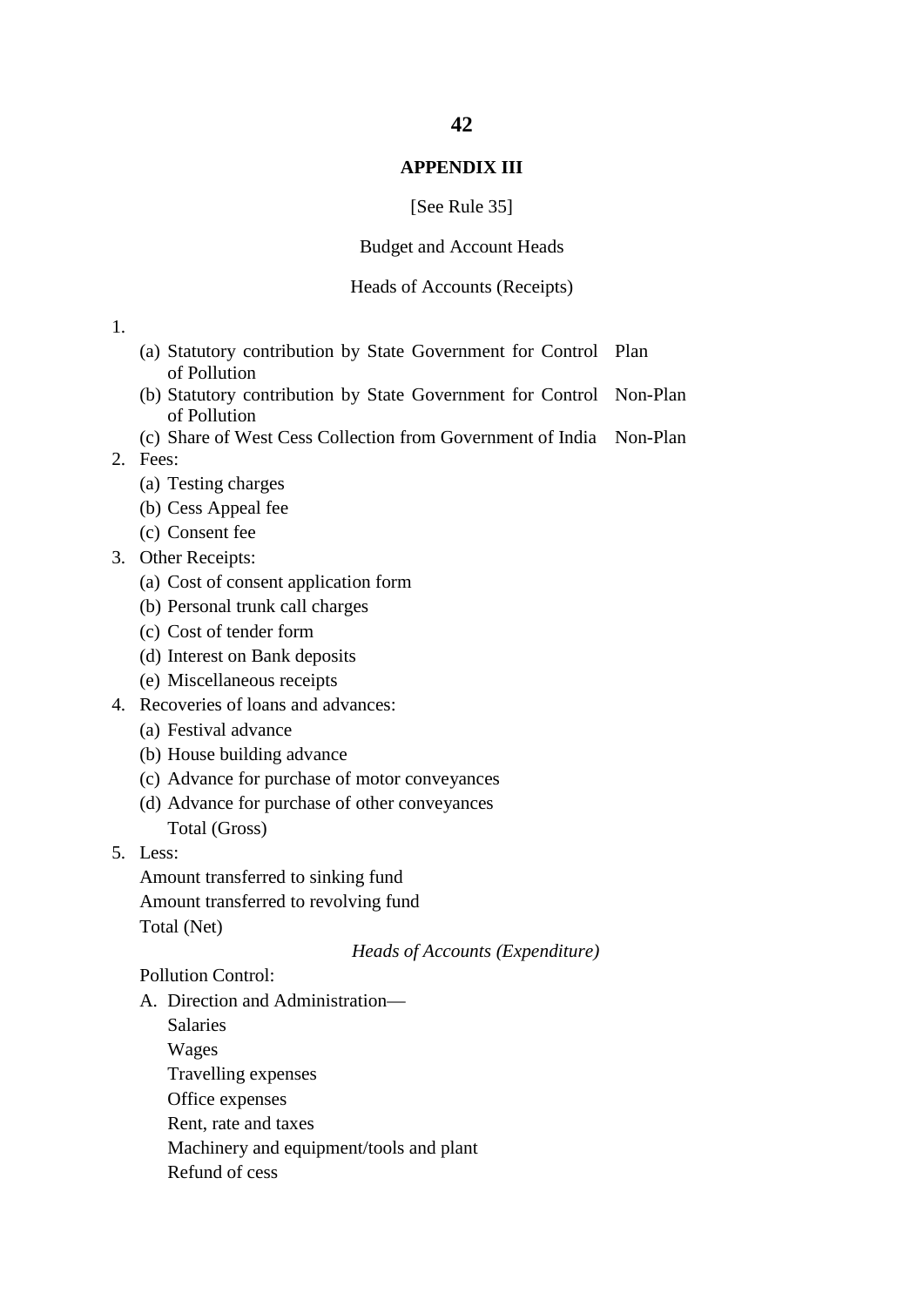## APPENDIX III

[See Rule 35]

Budget and Account Heads

Heads of Accounts (Receipts)

1.

| | | |
|---|---|---|
| (a) | Statutory contribution by State Government for Control of Pollution | Plan |
| (b) | Statutory contribution by State Government for Control of Pollution | Non-Plan |
| (c) | Share of West Cess Collection from Government of India | Non-Plan |

2. Fees:
   - (a) Testing charges
   - (b) Cess Appeal fee
   - (c) Consent fee
3. Other Receipts:
   - (a) Cost of consent application form
   - (b) Personal trunk call charges
   - (c) Cost of tender form
   - (d) Interest on Bank deposits
   - (e) Miscellaneous receipts
4. Recoveries of loans and advances:
   - (a) Festival advance
   - (b) House building advance
   - (c) Advance for purchase of motor conveyances
   - (d) Advance for purchase of other conveyances

     Total (Gross)
5. Less:

   Amount transferred to sinking fund

   Amount transferred to revolving fund

   Total (Net)

*Heads of Accounts (Expenditure)*

Pollution Control:

A. Direction and Administration—

Salaries

Wages

Travelling expenses

Office expenses

Rent, rate and taxes

Machinery and equipment/tools and plant

Refund of cess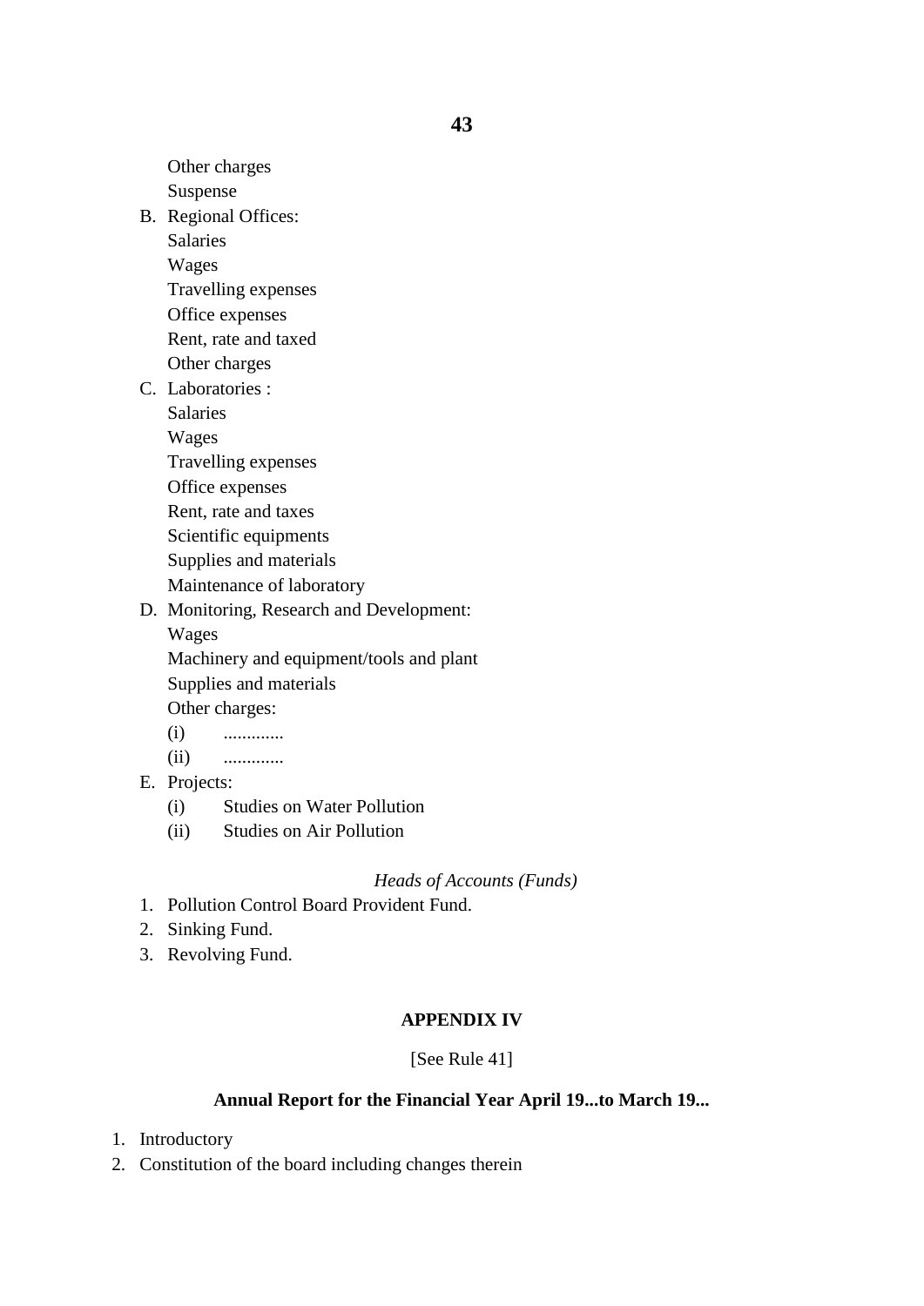Other charges

Suspense

B. Regional Offices:

Salaries

Wages

Travelling expenses

Office expenses

Rent, rate and taxed

Other charges

C. Laboratories :

Salaries

Wages

Travelling expenses

Office expenses

Rent, rate and taxes

Scientific equipments

Supplies and materials

Maintenance of laboratory

D. Monitoring, Research and Development:

Wages

Machinery and equipment/tools and plant

Supplies and materials

Other charges:

(i) .............

(ii) .............

E. Projects:

(i) Studies on Water Pollution

(ii) Studies on Air Pollution

*Heads of Accounts (Funds)*

1. Pollution Control Board Provident Fund.
2. Sinking Fund.
3. Revolving Fund.

**APPENDIX IV**

[See Rule 41]

**Annual Report for the Financial Year April 19...to March 19...**

1. Introductory
2. Constitution of the board including changes therein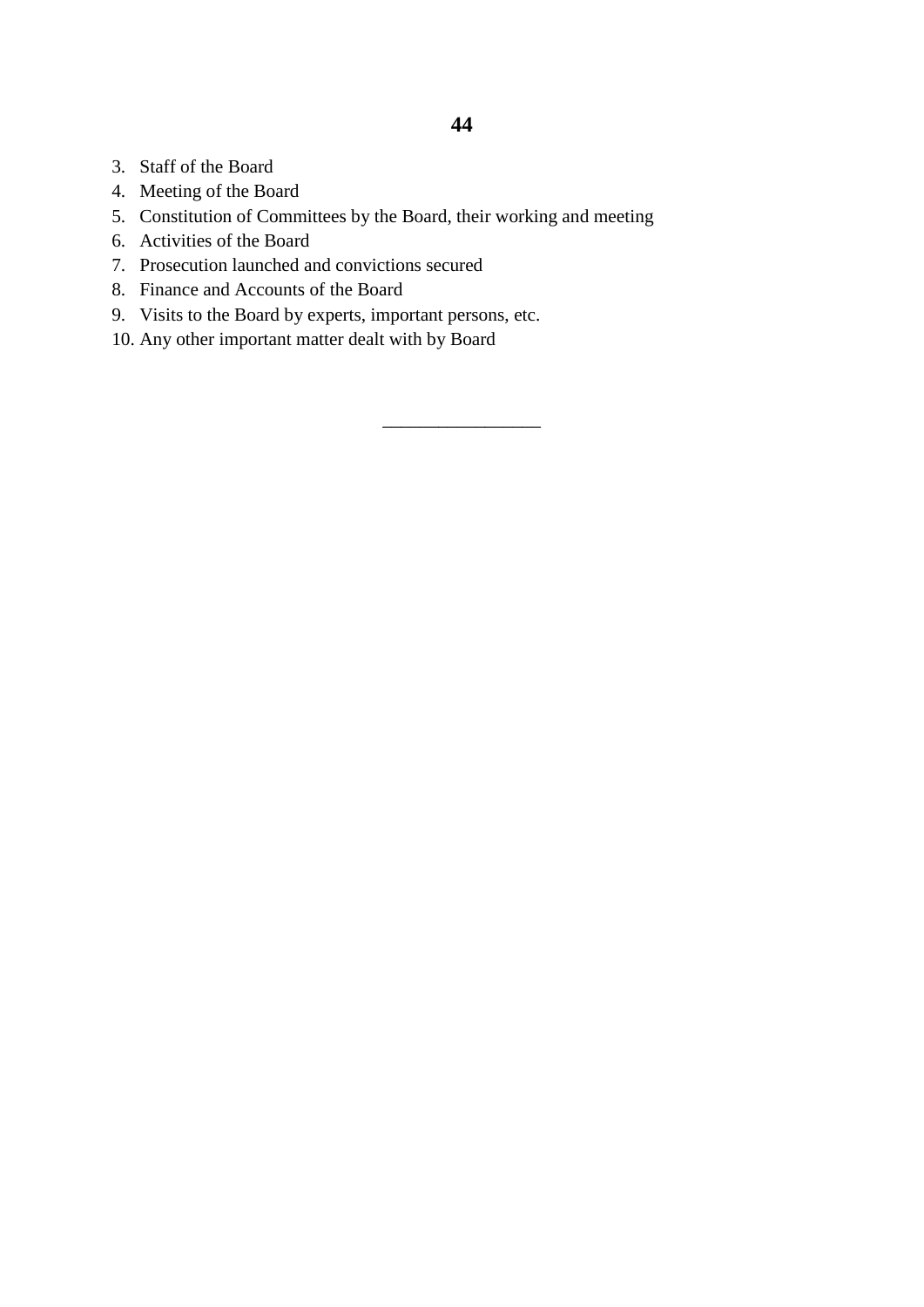3. Staff of the Board
4. Meeting of the Board
5. Constitution of Committees by the Board, their working and meeting
6. Activities of the Board
7. Prosecution launched and convictions secured
8. Finance and Accounts of the Board
9. Visits to the Board by experts, important persons, etc.
10. Any other important matter dealt with by Board

---